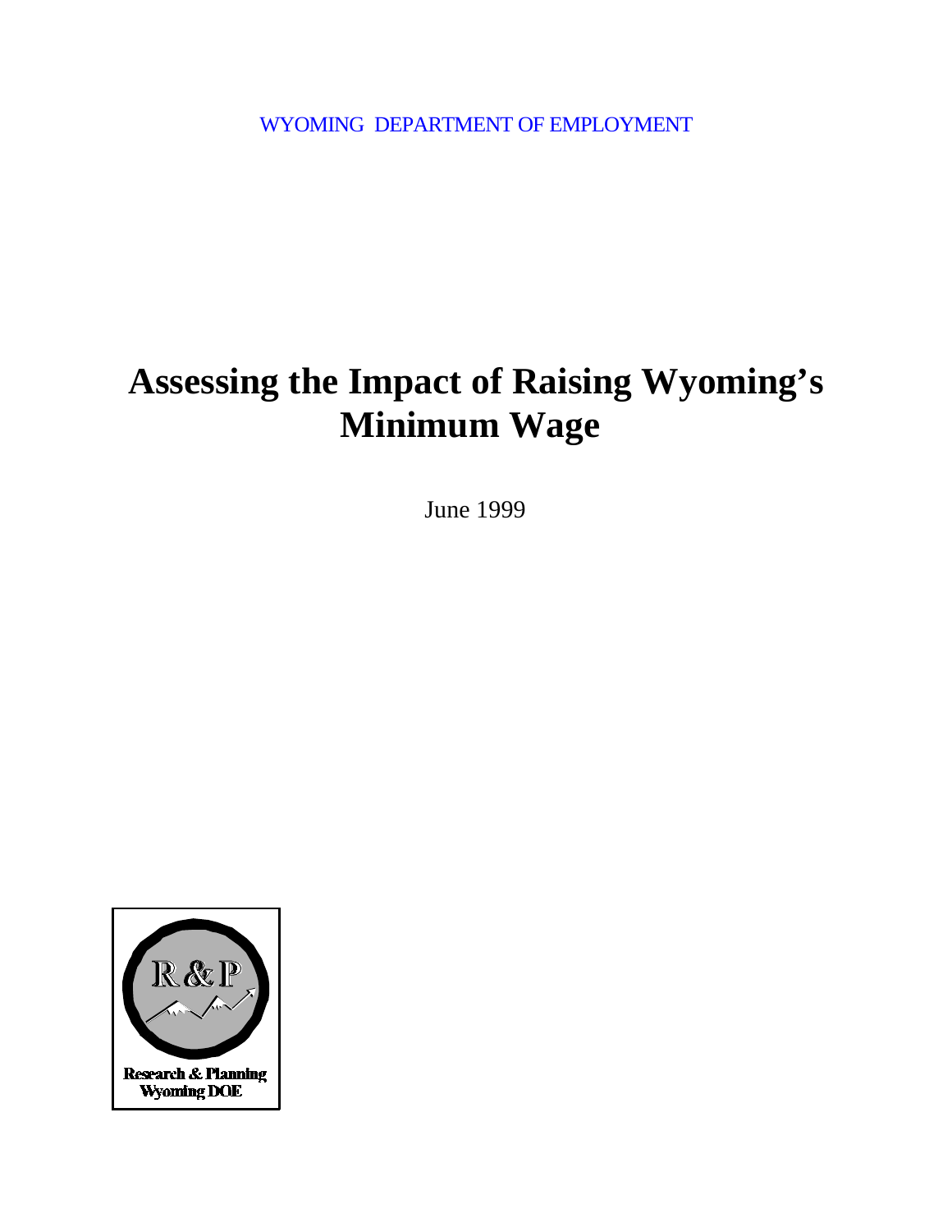WYOMING DEPARTMENT OF EMPLOYMENT

# Assessing the Impact of Raising Wyoming's Minimum Wage

June 1999

R & P

Research & Planning
Wyoming DOE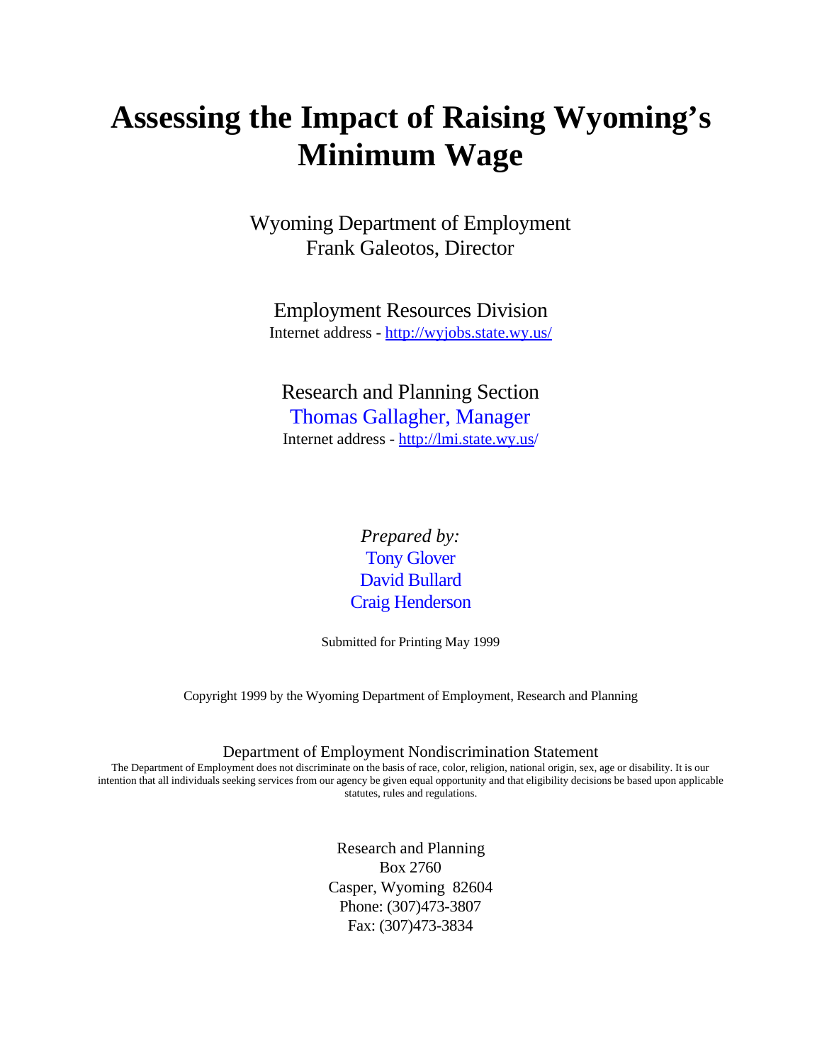# Assessing the Impact of Raising Wyoming's Minimum Wage

Wyoming Department of Employment
Frank Galeotos, Director

Employment Resources Division
Internet address - http://wyjobs.state.wy.us/

Research and Planning Section
Thomas Gallagher, Manager
Internet address - http://lmi.state.wy.us/

*Prepared by:*
Tony Glover
David Bullard
Craig Henderson

Submitted for Printing May 1999

Copyright 1999 by the Wyoming Department of Employment, Research and Planning

Department of Employment Nondiscrimination Statement

The Department of Employment does not discriminate on the basis of race, color, religion, national origin, sex, age or disability. It is our intention that all individuals seeking services from our agency be given equal opportunity and that eligibility decisions be based upon applicable statutes, rules and regulations.

Research and Planning
Box 2760
Casper, Wyoming 82604
Phone: (307)473-3807
Fax: (307)473-3834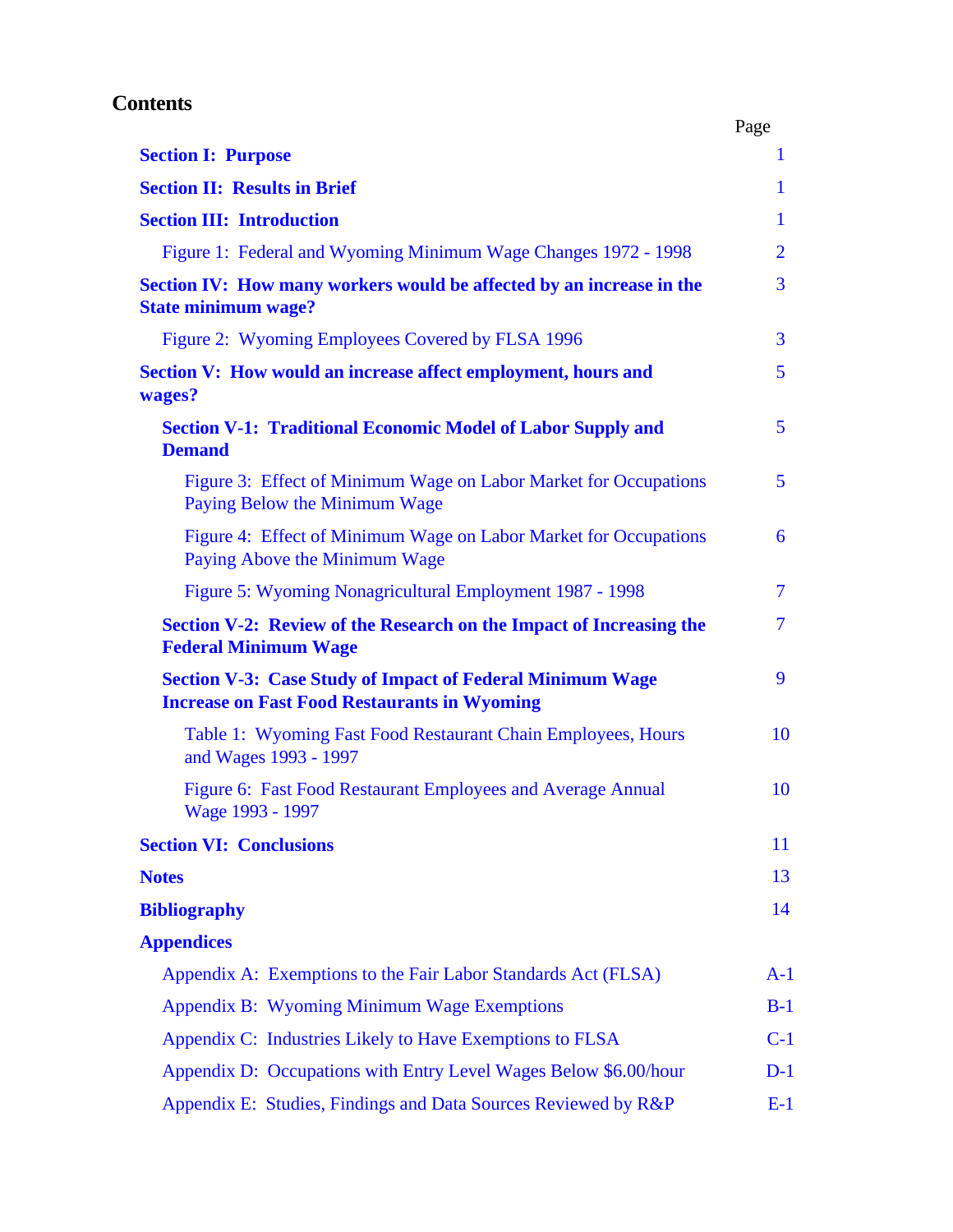## Contents

| | Page |
|---|---|
| **Section I: Purpose** | 1 |
| **Section II: Results in Brief** | 1 |
| **Section III: Introduction** | 1 |
| Figure 1: Federal and Wyoming Minimum Wage Changes 1972 - 1998 | 2 |
| **Section IV: How many workers would be affected by an increase in the State minimum wage?** | 3 |
| Figure 2: Wyoming Employees Covered by FLSA 1996 | 3 |
| **Section V: How would an increase affect employment, hours and wages?** | 5 |
| **Section V-1: Traditional Economic Model of Labor Supply and Demand** | 5 |
| Figure 3: Effect of Minimum Wage on Labor Market for Occupations Paying Below the Minimum Wage | 5 |
| Figure 4: Effect of Minimum Wage on Labor Market for Occupations Paying Above the Minimum Wage | 6 |
| Figure 5: Wyoming Nonagricultural Employment 1987 - 1998 | 7 |
| **Section V-2: Review of the Research on the Impact of Increasing the Federal Minimum Wage** | 7 |
| **Section V-3: Case Study of Impact of Federal Minimum Wage Increase on Fast Food Restaurants in Wyoming** | 9 |
| Table 1: Wyoming Fast Food Restaurant Chain Employees, Hours and Wages 1993 - 1997 | 10 |
| Figure 6: Fast Food Restaurant Employees and Average Annual Wage 1993 - 1997 | 10 |
| **Section VI: Conclusions** | 11 |
| **Notes** | 13 |
| **Bibliography** | 14 |
| **Appendices** | |
| Appendix A: Exemptions to the Fair Labor Standards Act (FLSA) | A-1 |
| Appendix B: Wyoming Minimum Wage Exemptions | B-1 |
| Appendix C: Industries Likely to Have Exemptions to FLSA | C-1 |
| Appendix D: Occupations with Entry Level Wages Below $6.00/hour | D-1 |
| Appendix E: Studies, Findings and Data Sources Reviewed by R&P | E-1 |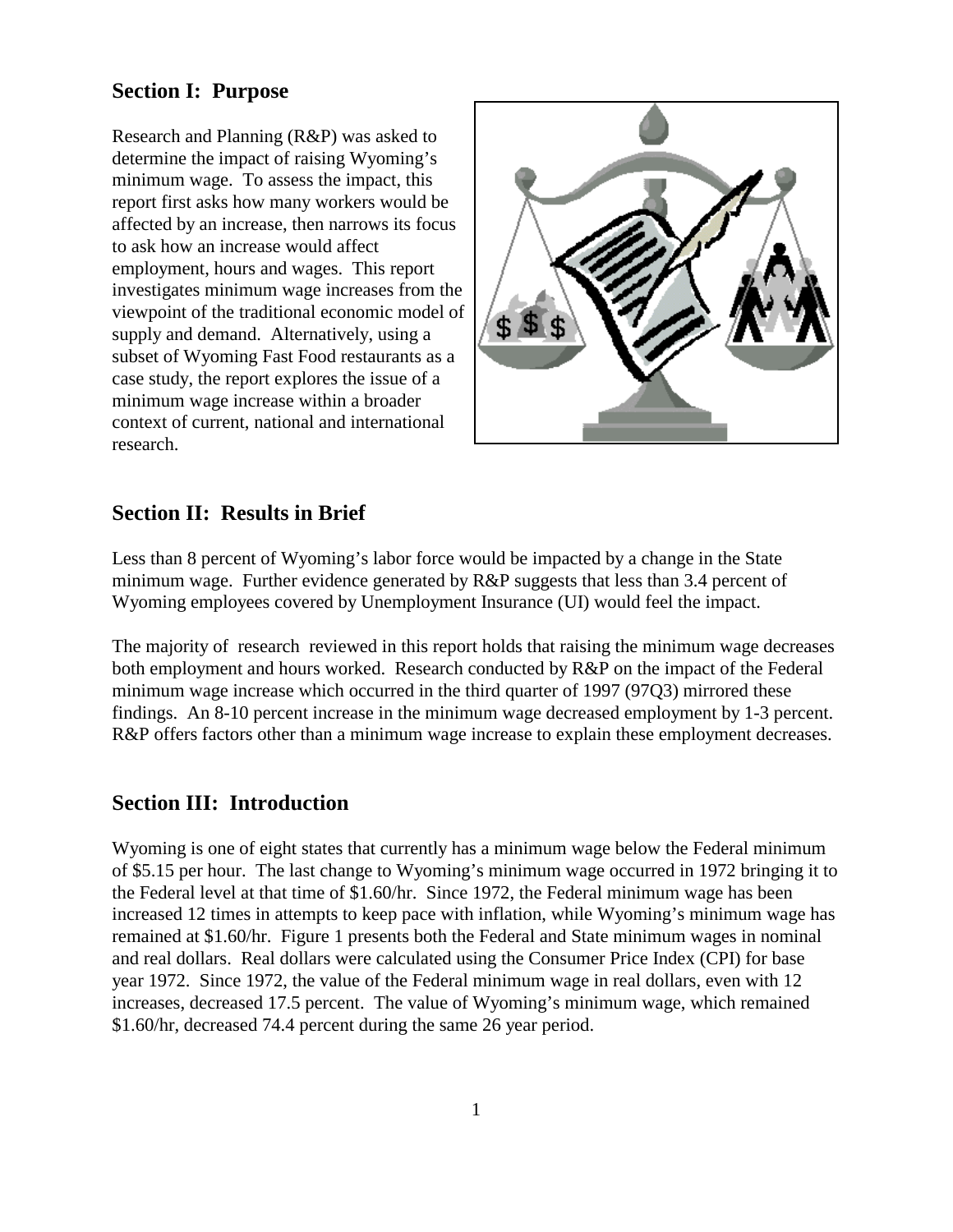## Section I: Purpose

Research and Planning (R&P) was asked to determine the impact of raising Wyoming's minimum wage. To assess the impact, this report first asks how many workers would be affected by an increase, then narrows its focus to ask how an increase would affect employment, hours and wages. This report investigates minimum wage increases from the viewpoint of the traditional economic model of supply and demand. Alternatively, using a subset of Wyoming Fast Food restaurants as a case study, the report explores the issue of a minimum wage increase within a broader context of current, national and international research.

## Section II: Results in Brief

Less than 8 percent of Wyoming's labor force would be impacted by a change in the State minimum wage. Further evidence generated by R&P suggests that less than 3.4 percent of Wyoming employees covered by Unemployment Insurance (UI) would feel the impact.

The majority of research reviewed in this report holds that raising the minimum wage decreases both employment and hours worked. Research conducted by R&P on the impact of the Federal minimum wage increase which occurred in the third quarter of 1997 (97Q3) mirrored these findings. An 8-10 percent increase in the minimum wage decreased employment by 1-3 percent. R&P offers factors other than a minimum wage increase to explain these employment decreases.

## Section III: Introduction

Wyoming is one of eight states that currently has a minimum wage below the Federal minimum of $5.15 per hour. The last change to Wyoming's minimum wage occurred in 1972 bringing it to the Federal level at that time of $1.60/hr. Since 1972, the Federal minimum wage has been increased 12 times in attempts to keep pace with inflation, while Wyoming's minimum wage has remained at $1.60/hr. Figure 1 presents both the Federal and State minimum wages in nominal and real dollars. Real dollars were calculated using the Consumer Price Index (CPI) for base year 1972. Since 1972, the value of the Federal minimum wage in real dollars, even with 12 increases, decreased 17.5 percent. The value of Wyoming's minimum wage, which remained $1.60/hr, decreased 74.4 percent during the same 26 year period.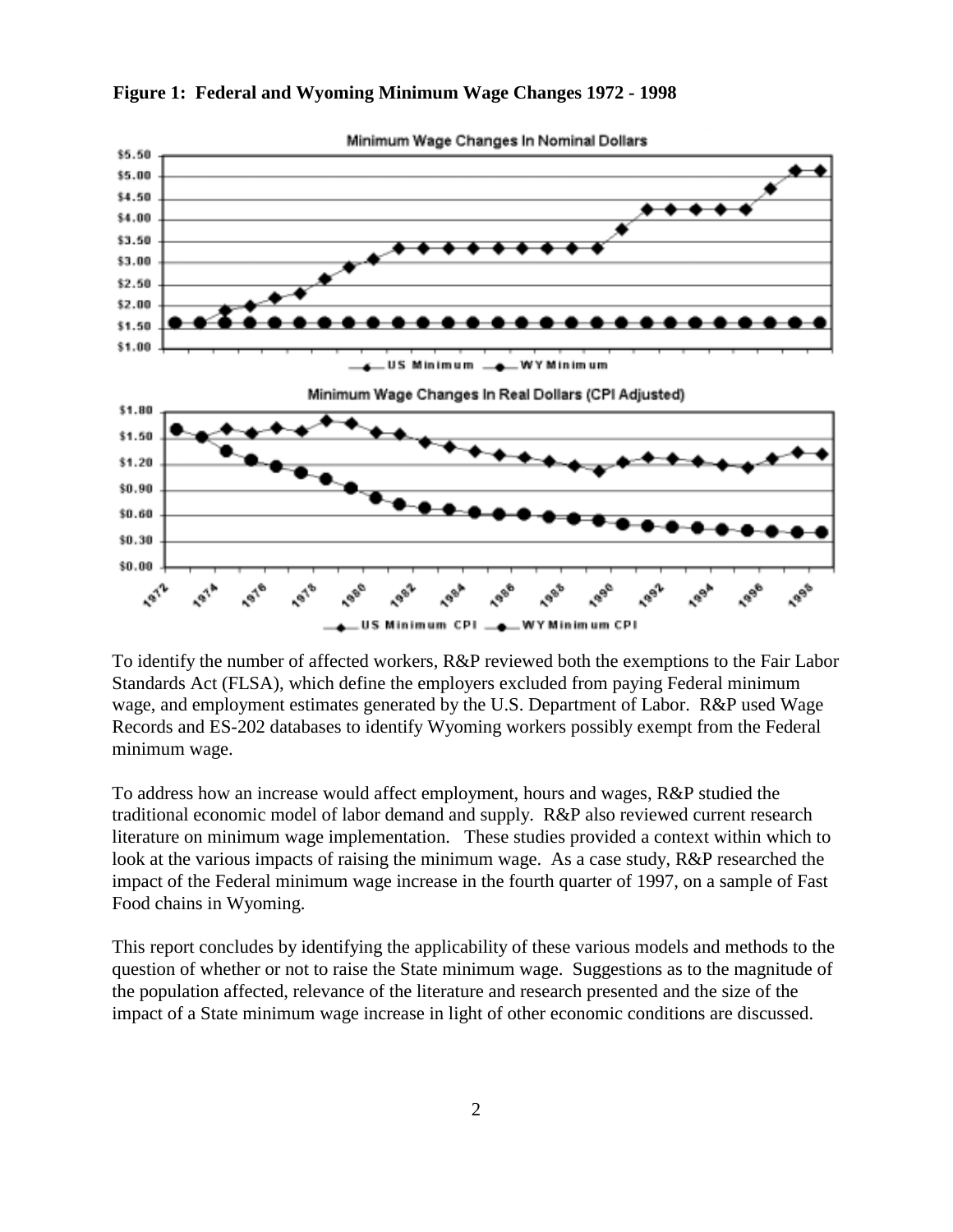**Figure 1: Federal and Wyoming Minimum Wage Changes 1972 - 1998**

To identify the number of affected workers, R&P reviewed both the exemptions to the Fair Labor Standards Act (FLSA), which define the employers excluded from paying Federal minimum wage, and employment estimates generated by the U.S. Department of Labor. R&P used Wage Records and ES-202 databases to identify Wyoming workers possibly exempt from the Federal minimum wage.

To address how an increase would affect employment, hours and wages, R&P studied the traditional economic model of labor demand and supply. R&P also reviewed current research literature on minimum wage implementation. These studies provided a context within which to look at the various impacts of raising the minimum wage. As a case study, R&P researched the impact of the Federal minimum wage increase in the fourth quarter of 1997, on a sample of Fast Food chains in Wyoming.

This report concludes by identifying the applicability of these various models and methods to the question of whether or not to raise the State minimum wage. Suggestions as to the magnitude of the population affected, relevance of the literature and research presented and the size of the impact of a State minimum wage increase in light of other economic conditions are discussed.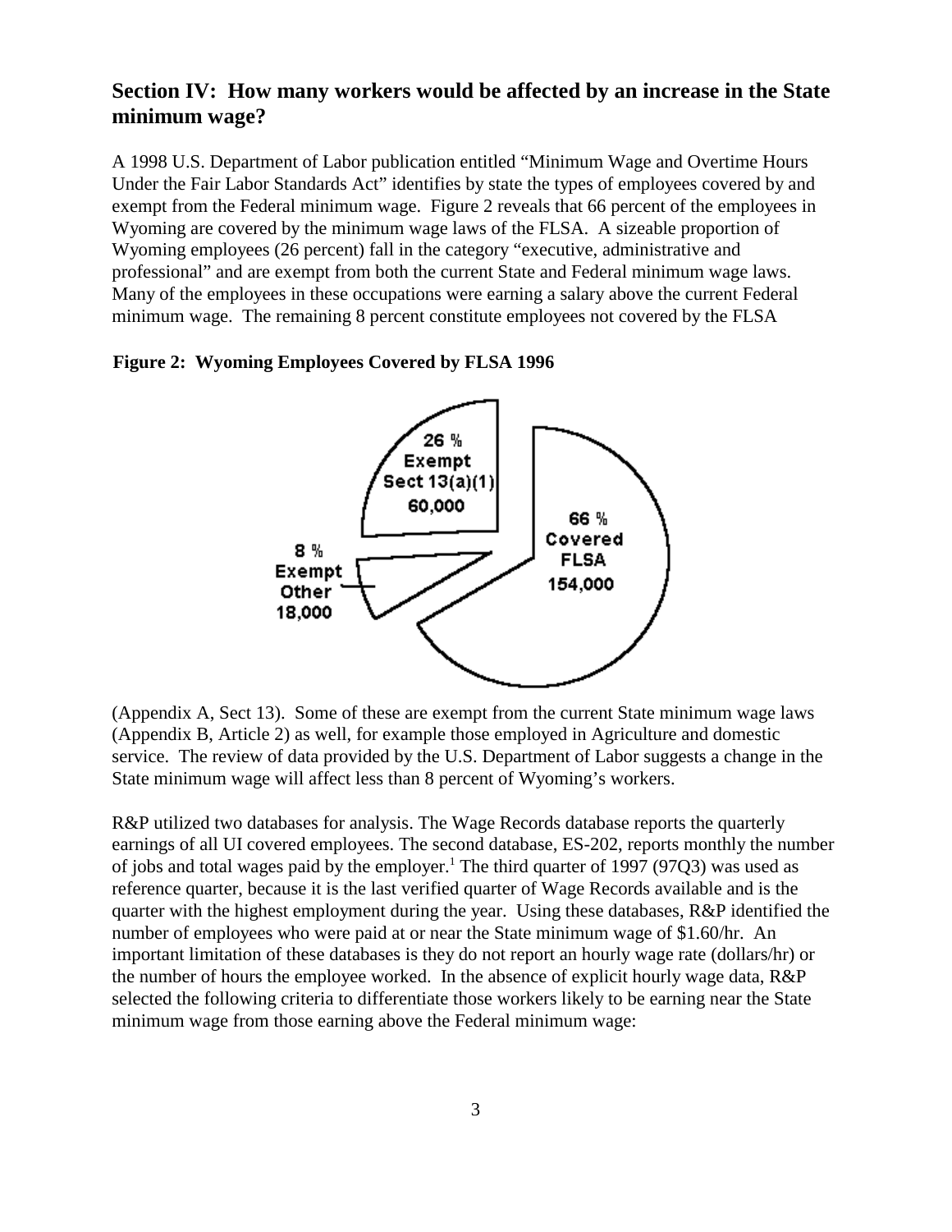## Section IV: How many workers would be affected by an increase in the State minimum wage?

A 1998 U.S. Department of Labor publication entitled "Minimum Wage and Overtime Hours Under the Fair Labor Standards Act" identifies by state the types of employees covered by and exempt from the Federal minimum wage. Figure 2 reveals that 66 percent of the employees in Wyoming are covered by the minimum wage laws of the FLSA. A sizeable proportion of Wyoming employees (26 percent) fall in the category "executive, administrative and professional" and are exempt from both the current State and Federal minimum wage laws. Many of the employees in these occupations were earning a salary above the current Federal minimum wage. The remaining 8 percent constitute employees not covered by the FLSA (Appendix A, Sect 13). Some of these are exempt from the current State minimum wage laws (Appendix B, Article 2) as well, for example those employed in Agriculture and domestic service. The review of data provided by the U.S. Department of Labor suggests a change in the State minimum wage will affect less than 8 percent of Wyoming's workers.

**Figure 2: Wyoming Employees Covered by FLSA 1996**

26 % Exempt Sect 13(a)(1) 60,000

66 % Covered FLSA 154,000

8 % Exempt Other 18,000

R&P utilized two databases for analysis. The Wage Records database reports the quarterly earnings of all UI covered employees. The second database, ES-202, reports monthly the number of jobs and total wages paid by the employer.[1] The third quarter of 1997 (97Q3) was used as reference quarter, because it is the last verified quarter of Wage Records available and is the quarter with the highest employment during the year. Using these databases, R&P identified the number of employees who were paid at or near the State minimum wage of \$1.60/hr. An important limitation of these databases is they do not report an hourly wage rate (dollars/hr) or the number of hours the employee worked. In the absence of explicit hourly wage data, R&P selected the following criteria to differentiate those workers likely to be earning near the State minimum wage from those earning above the Federal minimum wage: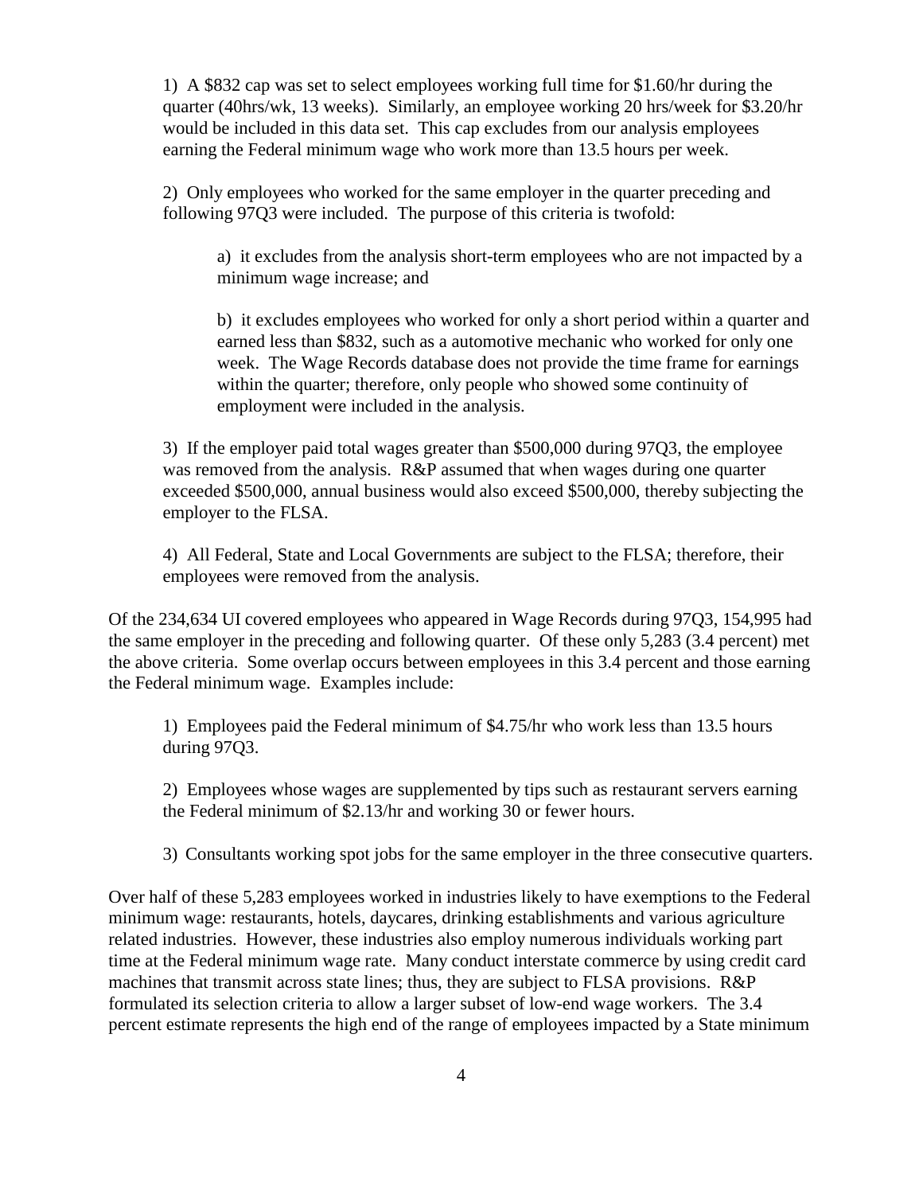1) A $832 cap was set to select employees working full time for $1.60/hr during the quarter (40hrs/wk, 13 weeks). Similarly, an employee working 20 hrs/week for $3.20/hr would be included in this data set. This cap excludes from our analysis employees earning the Federal minimum wage who work more than 13.5 hours per week.

2) Only employees who worked for the same employer in the quarter preceding and following 97Q3 were included. The purpose of this criteria is twofold:

> a) it excludes from the analysis short-term employees who are not impacted by a minimum wage increase; and
>
> b) it excludes employees who worked for only a short period within a quarter and earned less than $832, such as a automotive mechanic who worked for only one week. The Wage Records database does not provide the time frame for earnings within the quarter; therefore, only people who showed some continuity of employment were included in the analysis.

3) If the employer paid total wages greater than $500,000 during 97Q3, the employee was removed from the analysis. R&P assumed that when wages during one quarter exceeded $500,000, annual business would also exceed $500,000, thereby subjecting the employer to the FLSA.

4) All Federal, State and Local Governments are subject to the FLSA; therefore, their employees were removed from the analysis.

Of the 234,634 UI covered employees who appeared in Wage Records during 97Q3, 154,995 had the same employer in the preceding and following quarter. Of these only 5,283 (3.4 percent) met the above criteria. Some overlap occurs between employees in this 3.4 percent and those earning the Federal minimum wage. Examples include:

1) Employees paid the Federal minimum of $4.75/hr who work less than 13.5 hours during 97Q3.

2) Employees whose wages are supplemented by tips such as restaurant servers earning the Federal minimum of $2.13/hr and working 30 or fewer hours.

3) Consultants working spot jobs for the same employer in the three consecutive quarters.

Over half of these 5,283 employees worked in industries likely to have exemptions to the Federal minimum wage: restaurants, hotels, daycares, drinking establishments and various agriculture related industries. However, these industries also employ numerous individuals working part time at the Federal minimum wage rate. Many conduct interstate commerce by using credit card machines that transmit across state lines; thus, they are subject to FLSA provisions. R&P formulated its selection criteria to allow a larger subset of low-end wage workers. The 3.4 percent estimate represents the high end of the range of employees impacted by a State minimum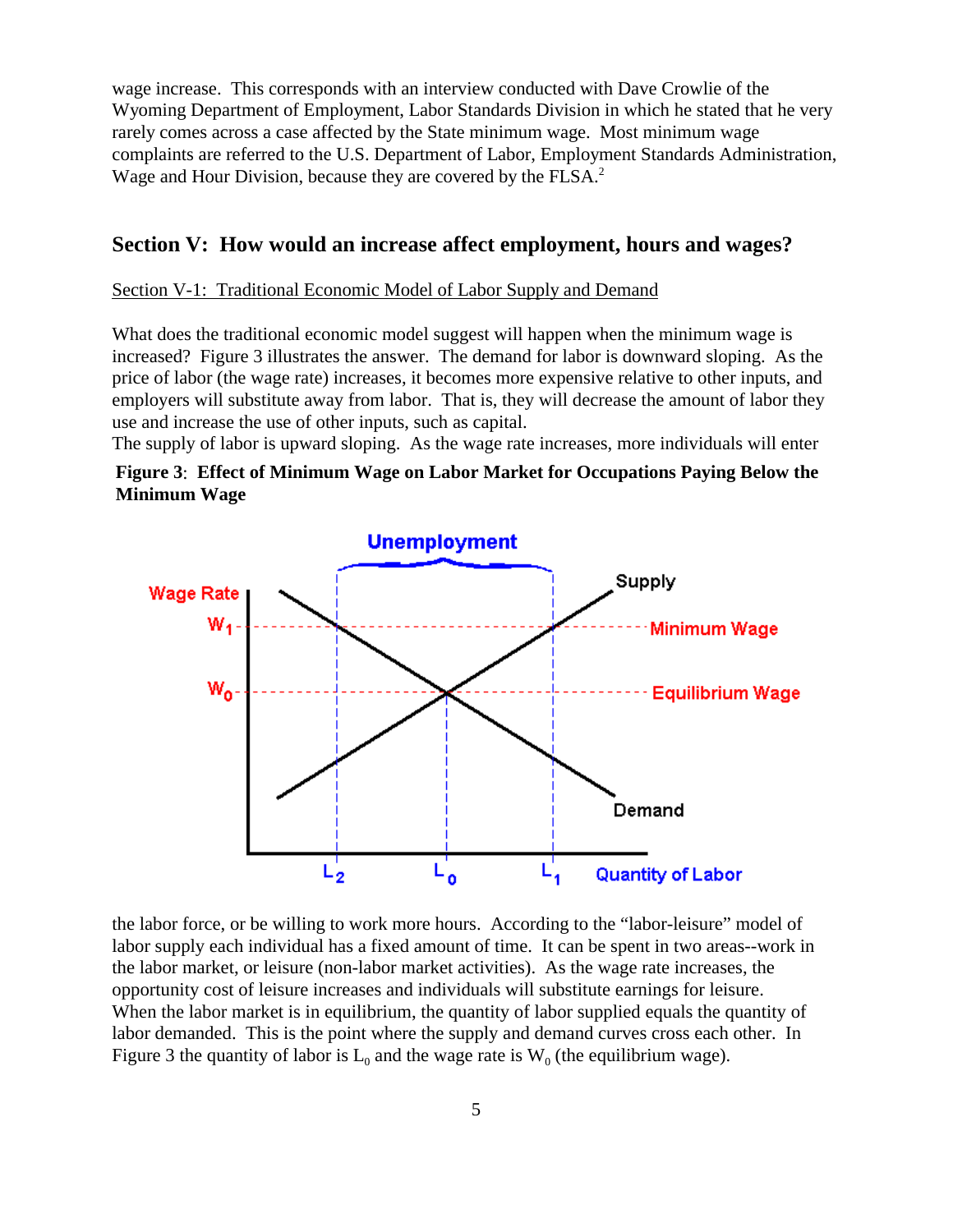wage increase. This corresponds with an interview conducted with Dave Crowlie of the Wyoming Department of Employment, Labor Standards Division in which he stated that he very rarely comes across a case affected by the State minimum wage. Most minimum wage complaints are referred to the U.S. Department of Labor, Employment Standards Administration, Wage and Hour Division, because they are covered by the FLSA.[2]

## Section V: How would an increase affect employment, hours and wages?

### Section V-1: Traditional Economic Model of Labor Supply and Demand

What does the traditional economic model suggest will happen when the minimum wage is increased? Figure 3 illustrates the answer. The demand for labor is downward sloping. As the price of labor (the wage rate) increases, it becomes more expensive relative to other inputs, and employers will substitute away from labor. That is, they will decrease the amount of labor they use and increase the use of other inputs, such as capital.

The supply of labor is upward sloping. As the wage rate increases, more individuals will enter

**Figure 3: Effect of Minimum Wage on Labor Market for Occupations Paying Below the Minimum Wage**

the labor force, or be willing to work more hours. According to the "labor-leisure" model of labor supply each individual has a fixed amount of time. It can be spent in two areas--work in the labor market, or leisure (non-labor market activities). As the wage rate increases, the opportunity cost of leisure increases and individuals will substitute earnings for leisure. When the labor market is in equilibrium, the quantity of labor supplied equals the quantity of labor demanded. This is the point where the supply and demand curves cross each other. In Figure 3 the quantity of labor is $L_0$ and the wage rate is $W_0$ (the equilibrium wage).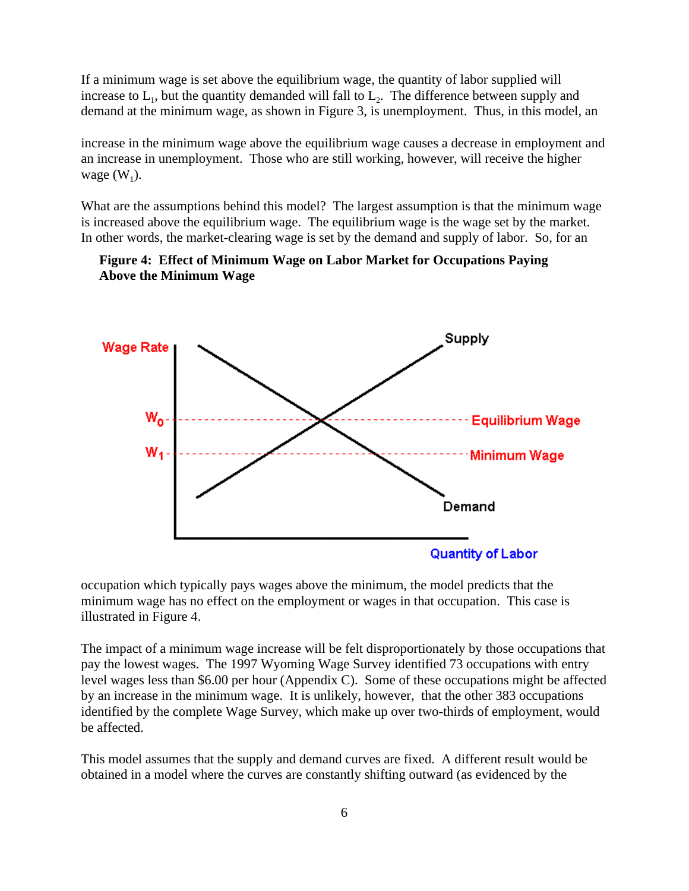If a minimum wage is set above the equilibrium wage, the quantity of labor supplied will increase to $L_1$, but the quantity demanded will fall to $L_2$. The difference between supply and demand at the minimum wage, as shown in Figure 3, is unemployment. Thus, in this model, an increase in the minimum wage above the equilibrium wage causes a decrease in employment and an increase in unemployment. Those who are still working, however, will receive the higher wage ($W_1$).

What are the assumptions behind this model? The largest assumption is that the minimum wage is increased above the equilibrium wage. The equilibrium wage is the wage set by the market. In other words, the market-clearing wage is set by the demand and supply of labor. So, for an occupation which typically pays wages above the minimum, the model predicts that the minimum wage has no effect on the employment or wages in that occupation. This case is illustrated in Figure 4.

**Figure 4: Effect of Minimum Wage on Labor Market for Occupations Paying Above the Minimum Wage**

The impact of a minimum wage increase will be felt disproportionately by those occupations that pay the lowest wages. The 1997 Wyoming Wage Survey identified 73 occupations with entry level wages less than $6.00 per hour (Appendix C). Some of these occupations might be affected by an increase in the minimum wage. It is unlikely, however, that the other 383 occupations identified by the complete Wage Survey, which make up over two-thirds of employment, would be affected.

This model assumes that the supply and demand curves are fixed. A different result would be obtained in a model where the curves are constantly shifting outward (as evidenced by the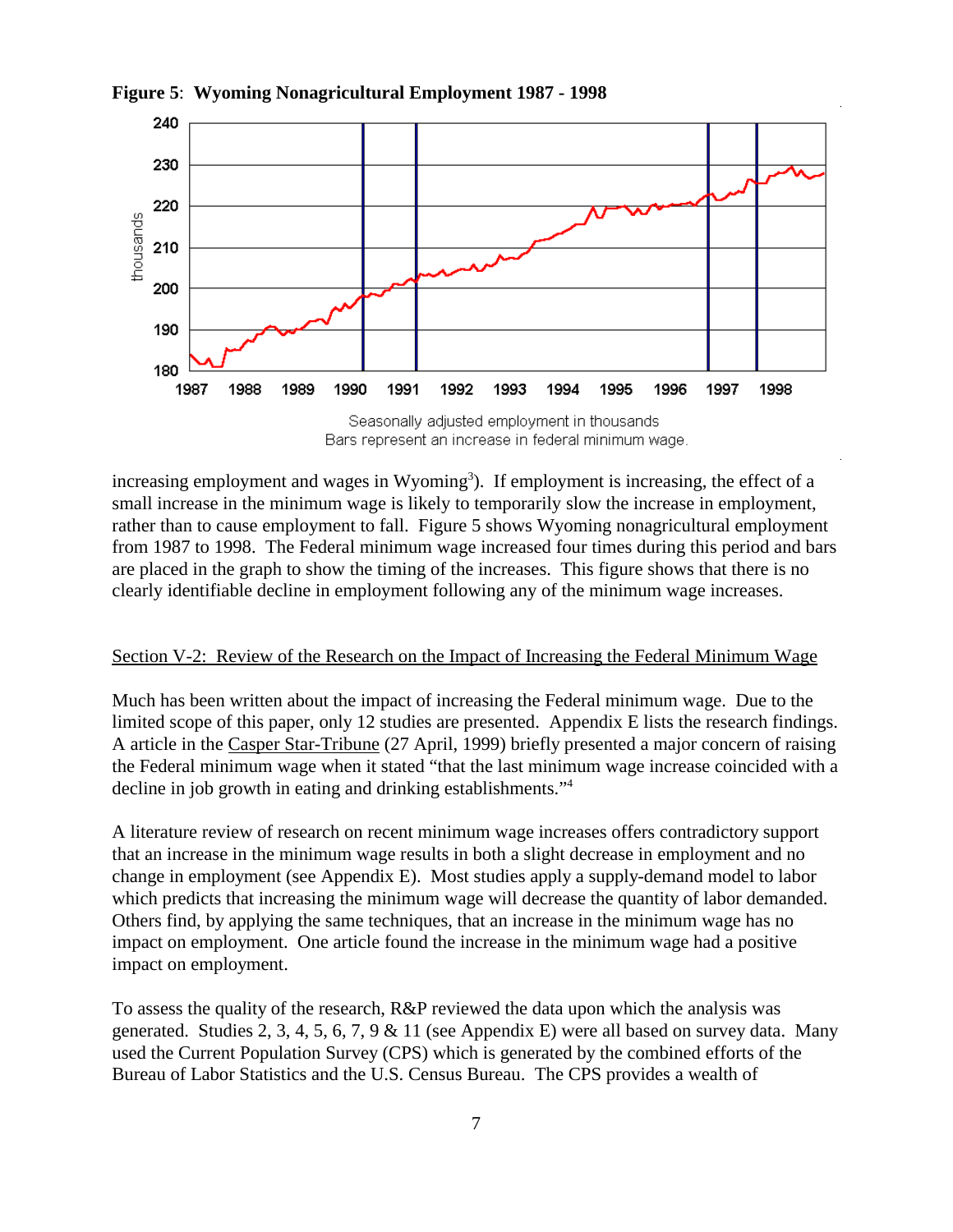**Figure 5**: **Wyoming Nonagricultural Employment 1987 - 1998**

Seasonally adjusted employment in thousands
Bars represent an increase in federal minimum wage.

increasing employment and wages in Wyoming[3]). If employment is increasing, the effect of a small increase in the minimum wage is likely to temporarily slow the increase in employment, rather than to cause employment to fall. Figure 5 shows Wyoming nonagricultural employment from 1987 to 1998. The Federal minimum wage increased four times during this period and bars are placed in the graph to show the timing of the increases. This figure shows that there is no clearly identifiable decline in employment following any of the minimum wage increases.

## Section V-2: Review of the Research on the Impact of Increasing the Federal Minimum Wage

Much has been written about the impact of increasing the Federal minimum wage. Due to the limited scope of this paper, only 12 studies are presented. Appendix E lists the research findings. A article in the Casper Star-Tribune (27 April, 1999) briefly presented a major concern of raising the Federal minimum wage when it stated "that the last minimum wage increase coincided with a decline in job growth in eating and drinking establishments."[4]

A literature review of research on recent minimum wage increases offers contradictory support that an increase in the minimum wage results in both a slight decrease in employment and no change in employment (see Appendix E). Most studies apply a supply-demand model to labor which predicts that increasing the minimum wage will decrease the quantity of labor demanded. Others find, by applying the same techniques, that an increase in the minimum wage has no impact on employment. One article found the increase in the minimum wage had a positive impact on employment.

To assess the quality of the research, R&P reviewed the data upon which the analysis was generated. Studies 2, 3, 4, 5, 6, 7, 9 & 11 (see Appendix E) were all based on survey data. Many used the Current Population Survey (CPS) which is generated by the combined efforts of the Bureau of Labor Statistics and the U.S. Census Bureau. The CPS provides a wealth of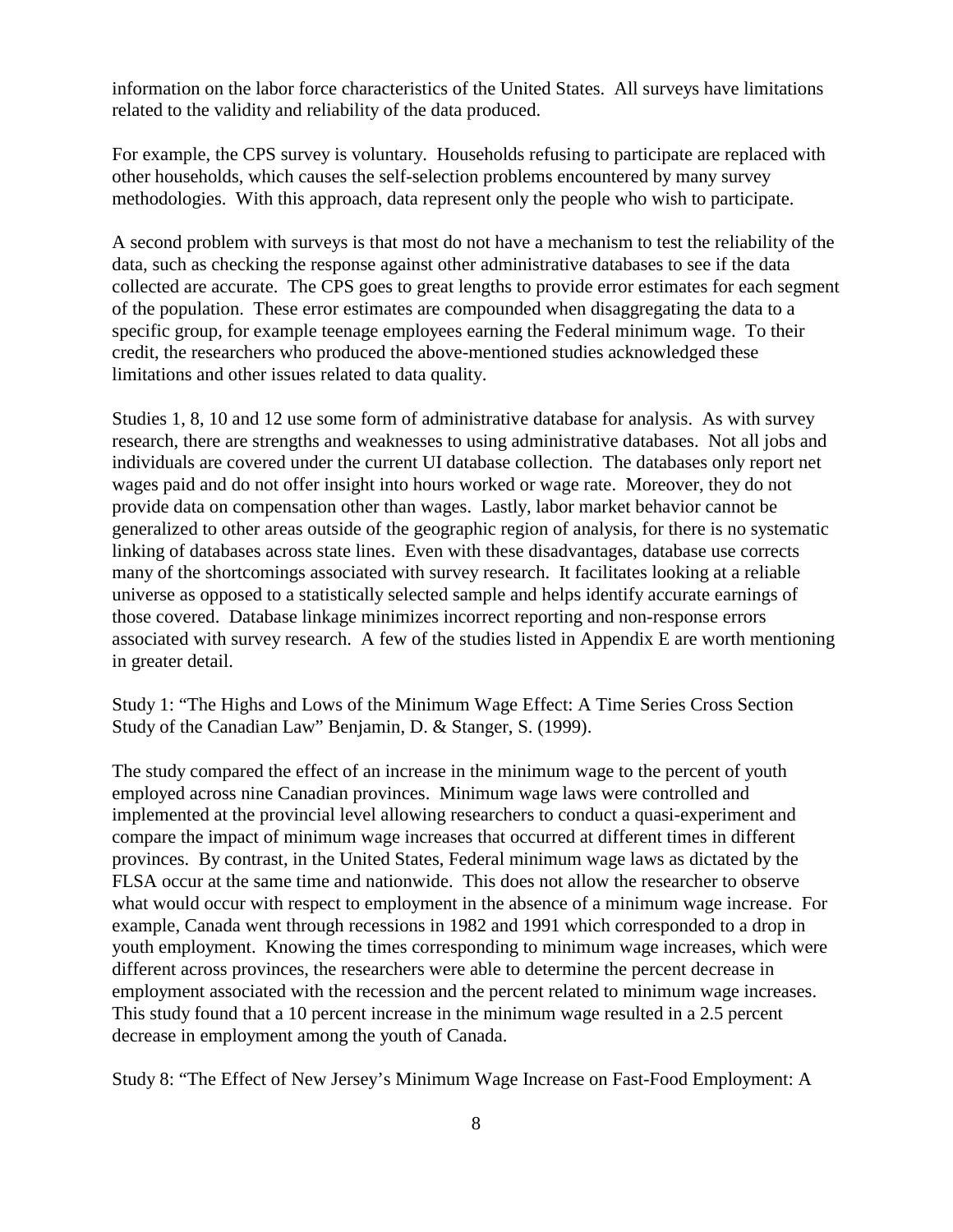information on the labor force characteristics of the United States. All surveys have limitations related to the validity and reliability of the data produced.

For example, the CPS survey is voluntary. Households refusing to participate are replaced with other households, which causes the self-selection problems encountered by many survey methodologies. With this approach, data represent only the people who wish to participate.

A second problem with surveys is that most do not have a mechanism to test the reliability of the data, such as checking the response against other administrative databases to see if the data collected are accurate. The CPS goes to great lengths to provide error estimates for each segment of the population. These error estimates are compounded when disaggregating the data to a specific group, for example teenage employees earning the Federal minimum wage. To their credit, the researchers who produced the above-mentioned studies acknowledged these limitations and other issues related to data quality.

Studies 1, 8, 10 and 12 use some form of administrative database for analysis. As with survey research, there are strengths and weaknesses to using administrative databases. Not all jobs and individuals are covered under the current UI database collection. The databases only report net wages paid and do not offer insight into hours worked or wage rate. Moreover, they do not provide data on compensation other than wages. Lastly, labor market behavior cannot be generalized to other areas outside of the geographic region of analysis, for there is no systematic linking of databases across state lines. Even with these disadvantages, database use corrects many of the shortcomings associated with survey research. It facilitates looking at a reliable universe as opposed to a statistically selected sample and helps identify accurate earnings of those covered. Database linkage minimizes incorrect reporting and non-response errors associated with survey research. A few of the studies listed in Appendix E are worth mentioning in greater detail.

Study 1: "The Highs and Lows of the Minimum Wage Effect: A Time Series Cross Section Study of the Canadian Law" Benjamin, D. & Stanger, S. (1999).

The study compared the effect of an increase in the minimum wage to the percent of youth employed across nine Canadian provinces. Minimum wage laws were controlled and implemented at the provincial level allowing researchers to conduct a quasi-experiment and compare the impact of minimum wage increases that occurred at different times in different provinces. By contrast, in the United States, Federal minimum wage laws as dictated by the FLSA occur at the same time and nationwide. This does not allow the researcher to observe what would occur with respect to employment in the absence of a minimum wage increase. For example, Canada went through recessions in 1982 and 1991 which corresponded to a drop in youth employment. Knowing the times corresponding to minimum wage increases, which were different across provinces, the researchers were able to determine the percent decrease in employment associated with the recession and the percent related to minimum wage increases. This study found that a 10 percent increase in the minimum wage resulted in a 2.5 percent decrease in employment among the youth of Canada.

Study 8: "The Effect of New Jersey's Minimum Wage Increase on Fast-Food Employment: A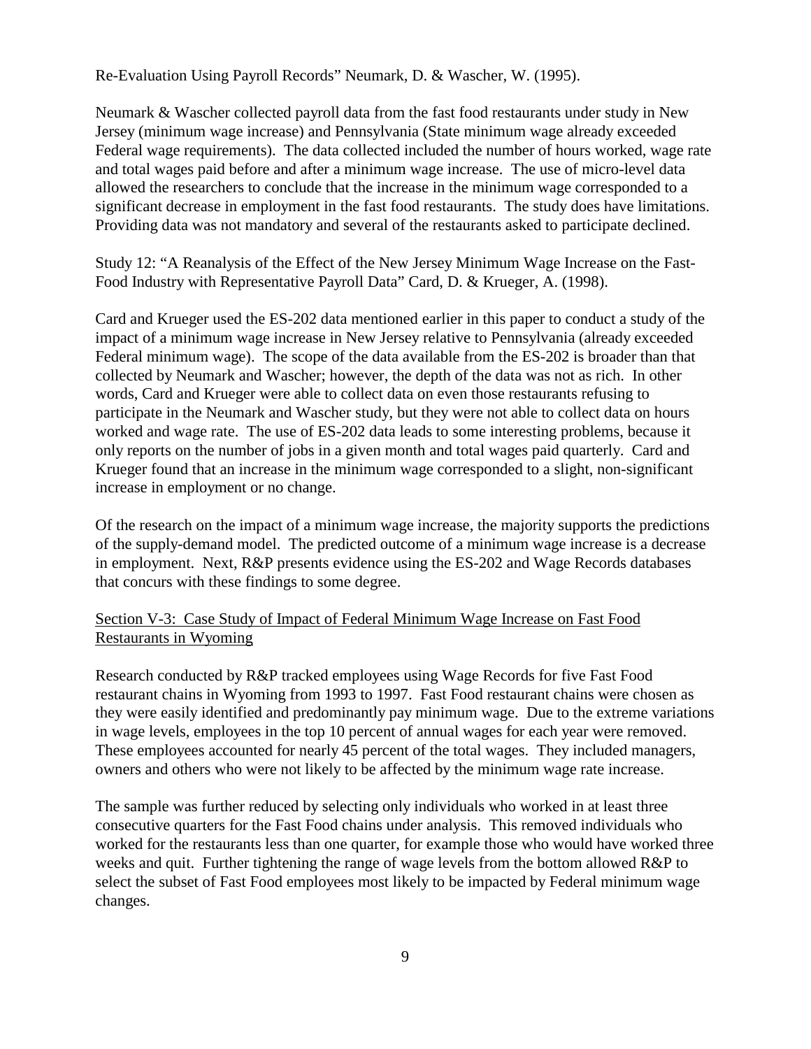Re-Evaluation Using Payroll Records" Neumark, D. & Wascher, W. (1995).

Neumark & Wascher collected payroll data from the fast food restaurants under study in New Jersey (minimum wage increase) and Pennsylvania (State minimum wage already exceeded Federal wage requirements). The data collected included the number of hours worked, wage rate and total wages paid before and after a minimum wage increase. The use of micro-level data allowed the researchers to conclude that the increase in the minimum wage corresponded to a significant decrease in employment in the fast food restaurants. The study does have limitations. Providing data was not mandatory and several of the restaurants asked to participate declined.

Study 12: "A Reanalysis of the Effect of the New Jersey Minimum Wage Increase on the Fast-Food Industry with Representative Payroll Data" Card, D. & Krueger, A. (1998).

Card and Krueger used the ES-202 data mentioned earlier in this paper to conduct a study of the impact of a minimum wage increase in New Jersey relative to Pennsylvania (already exceeded Federal minimum wage). The scope of the data available from the ES-202 is broader than that collected by Neumark and Wascher; however, the depth of the data was not as rich. In other words, Card and Krueger were able to collect data on even those restaurants refusing to participate in the Neumark and Wascher study, but they were not able to collect data on hours worked and wage rate. The use of ES-202 data leads to some interesting problems, because it only reports on the number of jobs in a given month and total wages paid quarterly. Card and Krueger found that an increase in the minimum wage corresponded to a slight, non-significant increase in employment or no change.

Of the research on the impact of a minimum wage increase, the majority supports the predictions of the supply-demand model. The predicted outcome of a minimum wage increase is a decrease in employment. Next, R&P presents evidence using the ES-202 and Wage Records databases that concurs with these findings to some degree.

## Section V-3: Case Study of Impact of Federal Minimum Wage Increase on Fast Food Restaurants in Wyoming

Research conducted by R&P tracked employees using Wage Records for five Fast Food restaurant chains in Wyoming from 1993 to 1997. Fast Food restaurant chains were chosen as they were easily identified and predominantly pay minimum wage. Due to the extreme variations in wage levels, employees in the top 10 percent of annual wages for each year were removed. These employees accounted for nearly 45 percent of the total wages. They included managers, owners and others who were not likely to be affected by the minimum wage rate increase.

The sample was further reduced by selecting only individuals who worked in at least three consecutive quarters for the Fast Food chains under analysis. This removed individuals who worked for the restaurants less than one quarter, for example those who would have worked three weeks and quit. Further tightening the range of wage levels from the bottom allowed R&P to select the subset of Fast Food employees most likely to be impacted by Federal minimum wage changes.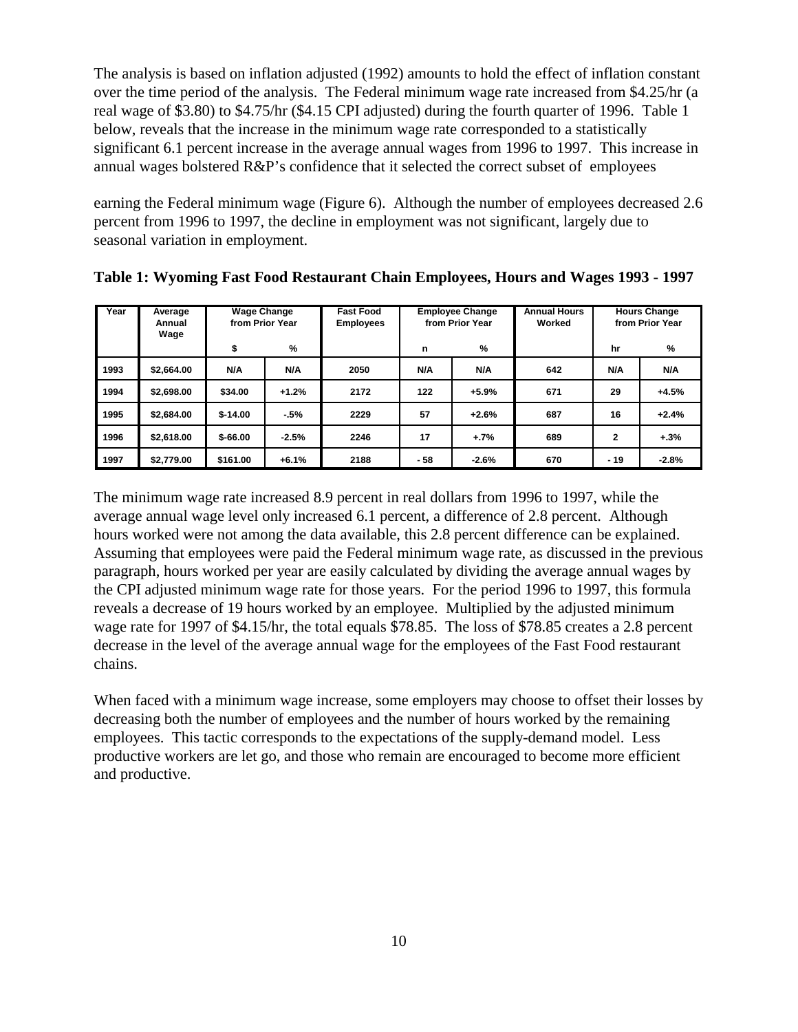The analysis is based on inflation adjusted (1992) amounts to hold the effect of inflation constant over the time period of the analysis. The Federal minimum wage rate increased from $4.25/hr (a real wage of $3.80) to $4.75/hr ($4.15 CPI adjusted) during the fourth quarter of 1996. Table 1 below, reveals that the increase in the minimum wage rate corresponded to a statistically significant 6.1 percent increase in the average annual wages from 1996 to 1997. This increase in annual wages bolstered R&P's confidence that it selected the correct subset of employees

earning the Federal minimum wage (Figure 6). Although the number of employees decreased 2.6 percent from 1996 to 1997, the decline in employment was not significant, largely due to seasonal variation in employment.

**Table 1: Wyoming Fast Food Restaurant Chain Employees, Hours and Wages 1993 - 1997**

| Year | Average Annual Wage | Wage Change from Prior Year | | Fast Food Employees | Employee Change from Prior Year | | Annual Hours Worked | Hours Change from Prior Year | |
|---|---|---|---|---|---|---|---|---|---|
| | | $ | % | | n | % | | hr | % |
| 1993 | $2,664.00 | N/A | N/A | 2050 | N/A | N/A | 642 | N/A | N/A |
| 1994 | $2,698.00 | $34.00 | +1.2% | 2172 | 122 | +5.9% | 671 | 29 | +4.5% |
| 1995 | $2,684.00 | $-14.00 | -.5% | 2229 | 57 | +2.6% | 687 | 16 | +2.4% |
| 1996 | $2,618.00 | $-66.00 | -2.5% | 2246 | 17 | +.7% | 689 | 2 | +.3% |
| 1997 | $2,779.00 | $161.00 | +6.1% | 2188 | - 58 | -2.6% | 670 | - 19 | -2.8% |

The minimum wage rate increased 8.9 percent in real dollars from 1996 to 1997, while the average annual wage level only increased 6.1 percent, a difference of 2.8 percent. Although hours worked were not among the data available, this 2.8 percent difference can be explained. Assuming that employees were paid the Federal minimum wage rate, as discussed in the previous paragraph, hours worked per year are easily calculated by dividing the average annual wages by the CPI adjusted minimum wage rate for those years. For the period 1996 to 1997, this formula reveals a decrease of 19 hours worked by an employee. Multiplied by the adjusted minimum wage rate for 1997 of $4.15/hr, the total equals $78.85. The loss of $78.85 creates a 2.8 percent decrease in the level of the average annual wage for the employees of the Fast Food restaurant chains.

When faced with a minimum wage increase, some employers may choose to offset their losses by decreasing both the number of employees and the number of hours worked by the remaining employees. This tactic corresponds to the expectations of the supply-demand model. Less productive workers are let go, and those who remain are encouraged to become more efficient and productive.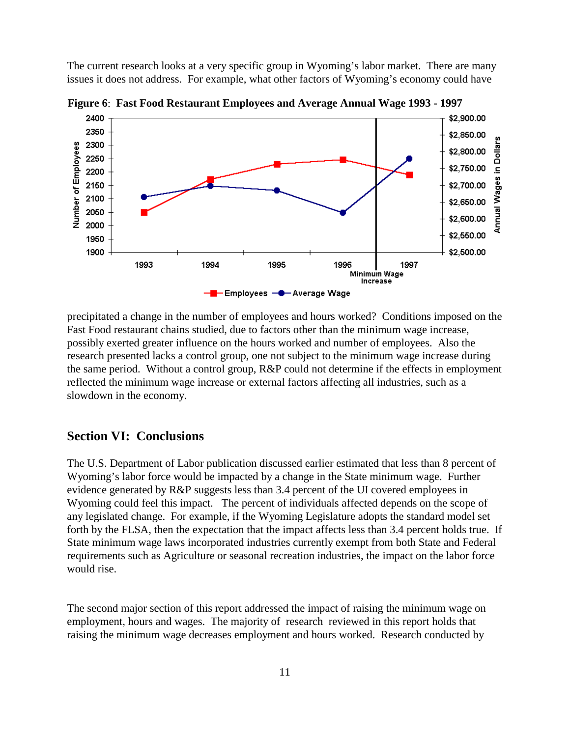The current research looks at a very specific group in Wyoming's labor market. There are many issues it does not address. For example, what other factors of Wyoming's economy could have

**Figure 6**: **Fast Food Restaurant Employees and Average Annual Wage 1993 - 1997**

precipitated a change in the number of employees and hours worked? Conditions imposed on the Fast Food restaurant chains studied, due to factors other than the minimum wage increase, possibly exerted greater influence on the hours worked and number of employees. Also the research presented lacks a control group, one not subject to the minimum wage increase during the same period. Without a control group, R&P could not determine if the effects in employment reflected the minimum wage increase or external factors affecting all industries, such as a slowdown in the economy.

## Section VI: Conclusions

The U.S. Department of Labor publication discussed earlier estimated that less than 8 percent of Wyoming's labor force would be impacted by a change in the State minimum wage. Further evidence generated by R&P suggests less than 3.4 percent of the UI covered employees in Wyoming could feel this impact. The percent of individuals affected depends on the scope of any legislated change. For example, if the Wyoming Legislature adopts the standard model set forth by the FLSA, then the expectation that the impact affects less than 3.4 percent holds true. If State minimum wage laws incorporated industries currently exempt from both State and Federal requirements such as Agriculture or seasonal recreation industries, the impact on the labor force would rise.

The second major section of this report addressed the impact of raising the minimum wage on employment, hours and wages. The majority of research reviewed in this report holds that raising the minimum wage decreases employment and hours worked. Research conducted by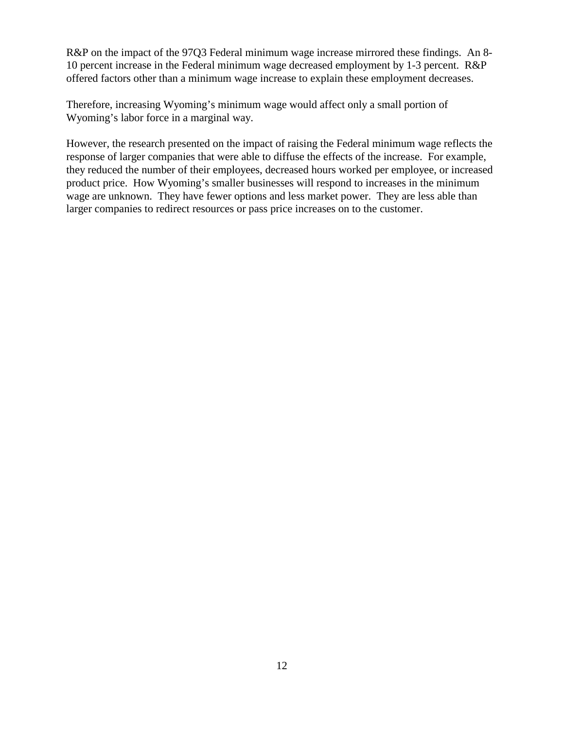R&P on the impact of the 97Q3 Federal minimum wage increase mirrored these findings. An 8-10 percent increase in the Federal minimum wage decreased employment by 1-3 percent. R&P offered factors other than a minimum wage increase to explain these employment decreases.

Therefore, increasing Wyoming's minimum wage would affect only a small portion of Wyoming's labor force in a marginal way.

However, the research presented on the impact of raising the Federal minimum wage reflects the response of larger companies that were able to diffuse the effects of the increase. For example, they reduced the number of their employees, decreased hours worked per employee, or increased product price. How Wyoming's smaller businesses will respond to increases in the minimum wage are unknown. They have fewer options and less market power. They are less able than larger companies to redirect resources or pass price increases on to the customer.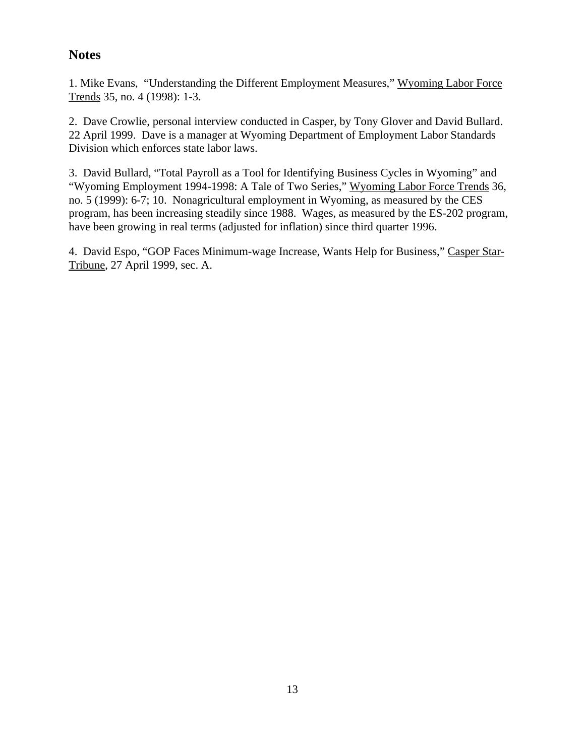## Notes

1. Mike Evans, "Understanding the Different Employment Measures," Wyoming Labor Force Trends 35, no. 4 (1998): 1-3.

2. Dave Crowlie, personal interview conducted in Casper, by Tony Glover and David Bullard. 22 April 1999. Dave is a manager at Wyoming Department of Employment Labor Standards Division which enforces state labor laws.

3. David Bullard, "Total Payroll as a Tool for Identifying Business Cycles in Wyoming" and "Wyoming Employment 1994-1998: A Tale of Two Series," Wyoming Labor Force Trends 36, no. 5 (1999): 6-7; 10. Nonagricultural employment in Wyoming, as measured by the CES program, has been increasing steadily since 1988. Wages, as measured by the ES-202 program, have been growing in real terms (adjusted for inflation) since third quarter 1996.

4. David Espo, "GOP Faces Minimum-wage Increase, Wants Help for Business," Casper Star-Tribune, 27 April 1999, sec. A.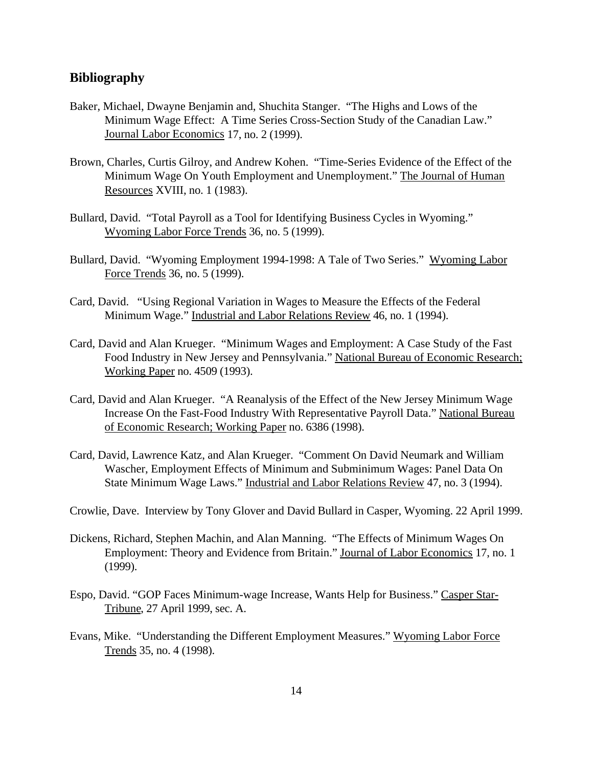## Bibliography

Baker, Michael, Dwayne Benjamin and, Shuchita Stanger. "The Highs and Lows of the Minimum Wage Effect: A Time Series Cross-Section Study of the Canadian Law." Journal Labor Economics 17, no. 2 (1999).

Brown, Charles, Curtis Gilroy, and Andrew Kohen. "Time-Series Evidence of the Effect of the Minimum Wage On Youth Employment and Unemployment." The Journal of Human Resources XVIII, no. 1 (1983).

Bullard, David. "Total Payroll as a Tool for Identifying Business Cycles in Wyoming." Wyoming Labor Force Trends 36, no. 5 (1999).

Bullard, David. "Wyoming Employment 1994-1998: A Tale of Two Series." Wyoming Labor Force Trends 36, no. 5 (1999).

Card, David. "Using Regional Variation in Wages to Measure the Effects of the Federal Minimum Wage." Industrial and Labor Relations Review 46, no. 1 (1994).

Card, David and Alan Krueger. "Minimum Wages and Employment: A Case Study of the Fast Food Industry in New Jersey and Pennsylvania." National Bureau of Economic Research; Working Paper no. 4509 (1993).

Card, David and Alan Krueger. "A Reanalysis of the Effect of the New Jersey Minimum Wage Increase On the Fast-Food Industry With Representative Payroll Data." National Bureau of Economic Research; Working Paper no. 6386 (1998).

Card, David, Lawrence Katz, and Alan Krueger. "Comment On David Neumark and William Wascher, Employment Effects of Minimum and Subminimum Wages: Panel Data On State Minimum Wage Laws." Industrial and Labor Relations Review 47, no. 3 (1994).

Crowlie, Dave. Interview by Tony Glover and David Bullard in Casper, Wyoming. 22 April 1999.

Dickens, Richard, Stephen Machin, and Alan Manning. "The Effects of Minimum Wages On Employment: Theory and Evidence from Britain." Journal of Labor Economics 17, no. 1 (1999).

Espo, David. "GOP Faces Minimum-wage Increase, Wants Help for Business." Casper Star-Tribune, 27 April 1999, sec. A.

Evans, Mike. "Understanding the Different Employment Measures." Wyoming Labor Force Trends 35, no. 4 (1998).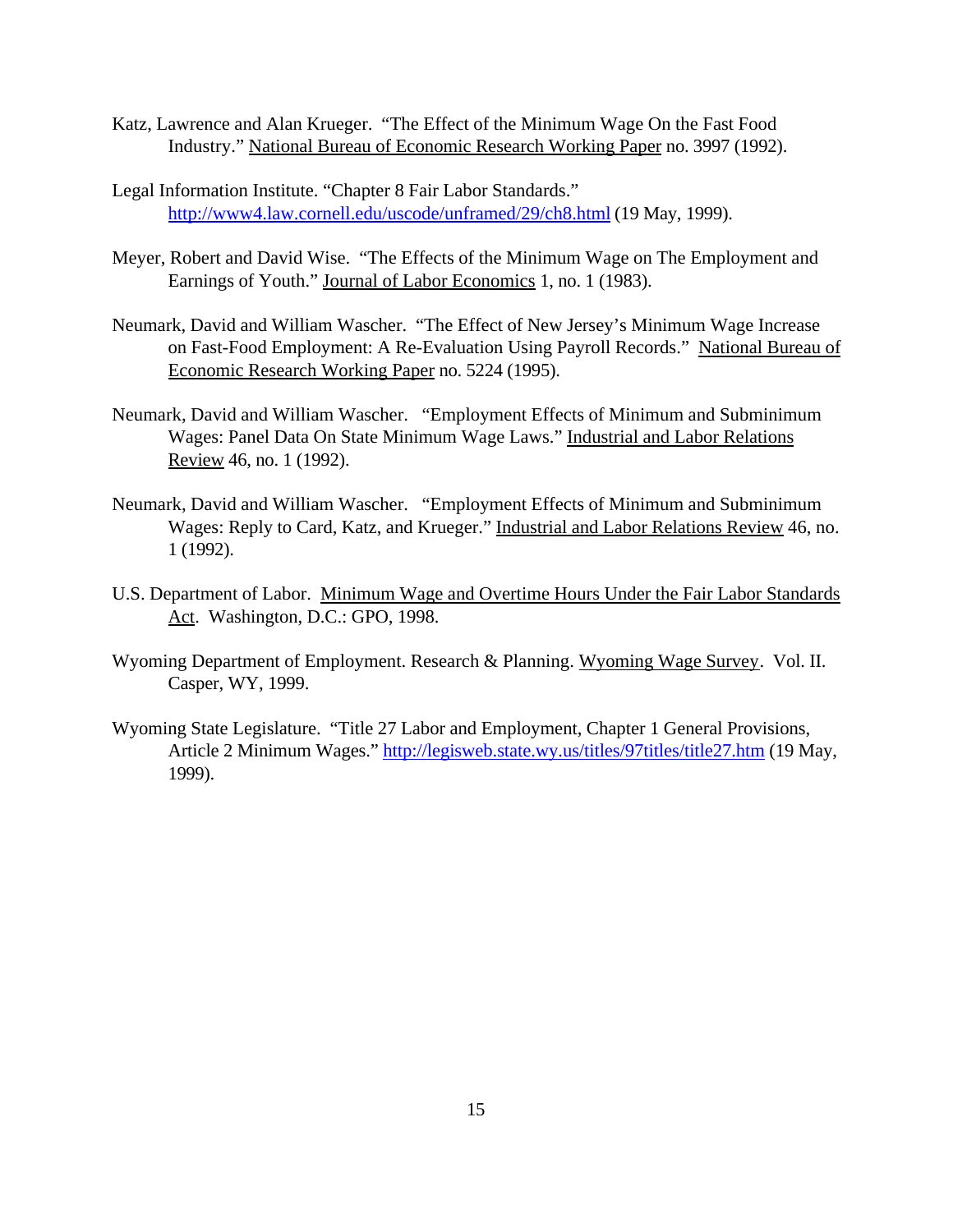Katz, Lawrence and Alan Krueger. "The Effect of the Minimum Wage On the Fast Food Industry." National Bureau of Economic Research Working Paper no. 3997 (1992).

Legal Information Institute. "Chapter 8 Fair Labor Standards." http://www4.law.cornell.edu/uscode/unframed/29/ch8.html (19 May, 1999).

Meyer, Robert and David Wise. "The Effects of the Minimum Wage on The Employment and Earnings of Youth." Journal of Labor Economics 1, no. 1 (1983).

Neumark, David and William Wascher. "The Effect of New Jersey's Minimum Wage Increase on Fast-Food Employment: A Re-Evaluation Using Payroll Records." National Bureau of Economic Research Working Paper no. 5224 (1995).

Neumark, David and William Wascher. "Employment Effects of Minimum and Subminimum Wages: Panel Data On State Minimum Wage Laws." Industrial and Labor Relations Review 46, no. 1 (1992).

Neumark, David and William Wascher. "Employment Effects of Minimum and Subminimum Wages: Reply to Card, Katz, and Krueger." Industrial and Labor Relations Review 46, no. 1 (1992).

U.S. Department of Labor. Minimum Wage and Overtime Hours Under the Fair Labor Standards Act. Washington, D.C.: GPO, 1998.

Wyoming Department of Employment. Research & Planning. Wyoming Wage Survey. Vol. II. Casper, WY, 1999.

Wyoming State Legislature. "Title 27 Labor and Employment, Chapter 1 General Provisions, Article 2 Minimum Wages." http://legisweb.state.wy.us/titles/97titles/title27.htm (19 May, 1999).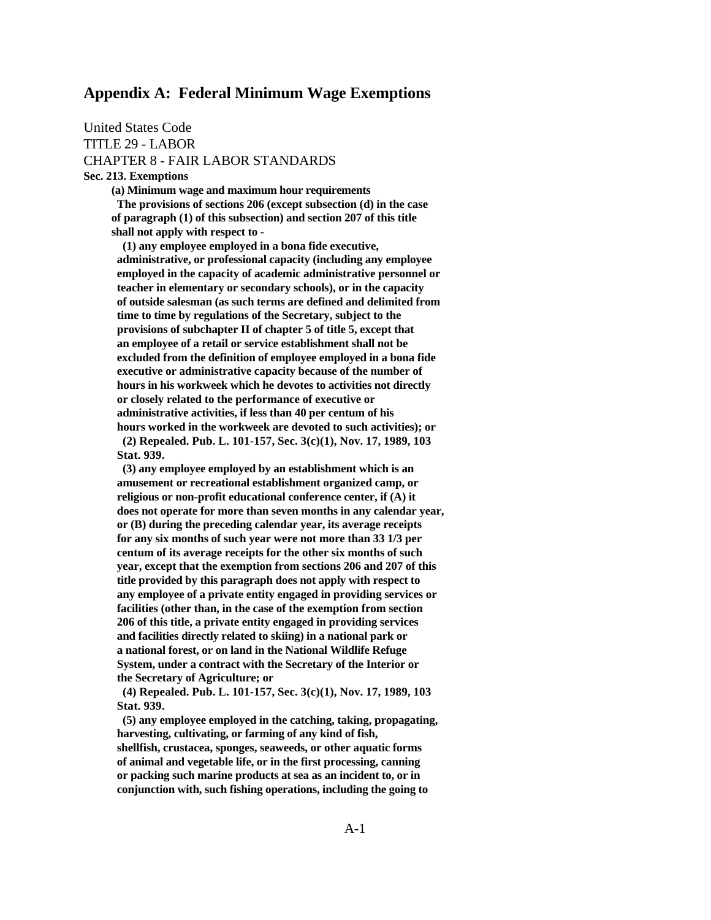# Appendix A: Federal Minimum Wage Exemptions

United States Code
TITLE 29 - LABOR
CHAPTER 8 - FAIR LABOR STANDARDS

**Sec. 213. Exemptions**

**(a) Minimum wage and maximum hour requirements**

**The provisions of sections 206 (except subsection (d) in the case of paragraph (1) of this subsection) and section 207 of this title shall not apply with respect to -**

**(1) any employee employed in a bona fide executive, administrative, or professional capacity (including any employee employed in the capacity of academic administrative personnel or teacher in elementary or secondary schools), or in the capacity of outside salesman (as such terms are defined and delimited from time to time by regulations of the Secretary, subject to the provisions of subchapter II of chapter 5 of title 5, except that an employee of a retail or service establishment shall not be excluded from the definition of employee employed in a bona fide executive or administrative capacity because of the number of hours in his workweek which he devotes to activities not directly or closely related to the performance of executive or administrative activities, if less than 40 per centum of his hours worked in the workweek are devoted to such activities); or**

**(2) Repealed. Pub. L. 101-157, Sec. 3(c)(1), Nov. 17, 1989, 103 Stat. 939.**

**(3) any employee employed by an establishment which is an amusement or recreational establishment organized camp, or religious or non-profit educational conference center, if (A) it does not operate for more than seven months in any calendar year, or (B) during the preceding calendar year, its average receipts for any six months of such year were not more than 33 1/3 per centum of its average receipts for the other six months of such year, except that the exemption from sections 206 and 207 of this title provided by this paragraph does not apply with respect to any employee of a private entity engaged in providing services or facilities (other than, in the case of the exemption from section 206 of this title, a private entity engaged in providing services and facilities directly related to skiing) in a national park or a national forest, or on land in the National Wildlife Refuge System, under a contract with the Secretary of the Interior or the Secretary of Agriculture; or**

**(4) Repealed. Pub. L. 101-157, Sec. 3(c)(1), Nov. 17, 1989, 103 Stat. 939.**

**(5) any employee employed in the catching, taking, propagating, harvesting, cultivating, or farming of any kind of fish, shellfish, crustacea, sponges, seaweeds, or other aquatic forms of animal and vegetable life, or in the first processing, canning or packing such marine products at sea as an incident to, or in conjunction with, such fishing operations, including the going to**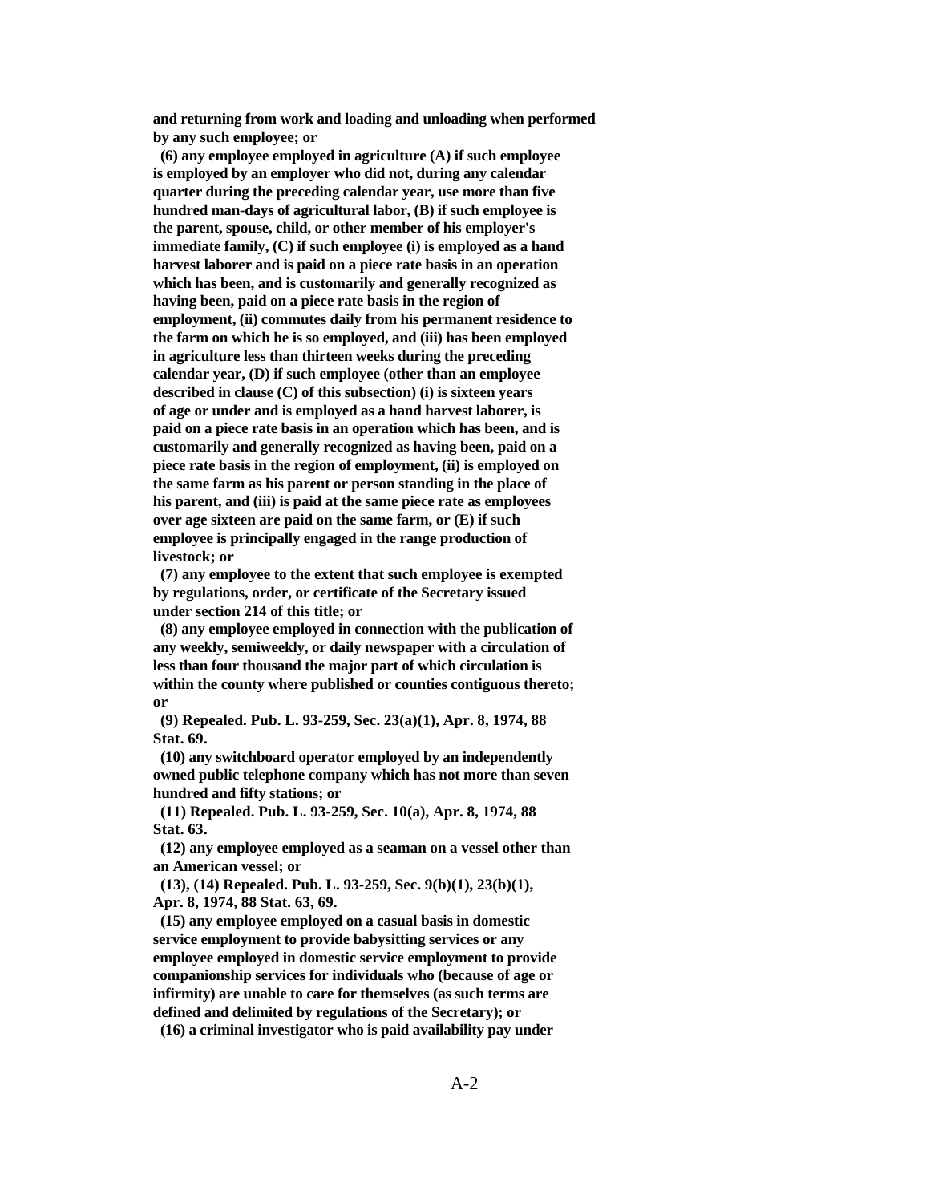**and returning from work and loading and unloading when performed by any such employee; or**

**(6) any employee employed in agriculture (A) if such employee is employed by an employer who did not, during any calendar quarter during the preceding calendar year, use more than five hundred man-days of agricultural labor, (B) if such employee is the parent, spouse, child, or other member of his employer's immediate family, (C) if such employee (i) is employed as a hand harvest laborer and is paid on a piece rate basis in an operation which has been, and is customarily and generally recognized as having been, paid on a piece rate basis in the region of employment, (ii) commutes daily from his permanent residence to the farm on which he is so employed, and (iii) has been employed in agriculture less than thirteen weeks during the preceding calendar year, (D) if such employee (other than an employee described in clause (C) of this subsection) (i) is sixteen years of age or under and is employed as a hand harvest laborer, is paid on a piece rate basis in an operation which has been, and is customarily and generally recognized as having been, paid on a piece rate basis in the region of employment, (ii) is employed on the same farm as his parent or person standing in the place of his parent, and (iii) is paid at the same piece rate as employees over age sixteen are paid on the same farm, or (E) if such employee is principally engaged in the range production of livestock; or**

**(7) any employee to the extent that such employee is exempted by regulations, order, or certificate of the Secretary issued under section 214 of this title; or**

**(8) any employee employed in connection with the publication of any weekly, semiweekly, or daily newspaper with a circulation of less than four thousand the major part of which circulation is within the county where published or counties contiguous thereto; or**

**(9) Repealed. Pub. L. 93-259, Sec. 23(a)(1), Apr. 8, 1974, 88 Stat. 69.**

**(10) any switchboard operator employed by an independently owned public telephone company which has not more than seven hundred and fifty stations; or**

**(11) Repealed. Pub. L. 93-259, Sec. 10(a), Apr. 8, 1974, 88 Stat. 63.**

**(12) any employee employed as a seaman on a vessel other than an American vessel; or**

**(13), (14) Repealed. Pub. L. 93-259, Sec. 9(b)(1), 23(b)(1), Apr. 8, 1974, 88 Stat. 63, 69.**

**(15) any employee employed on a casual basis in domestic service employment to provide babysitting services or any employee employed in domestic service employment to provide companionship services for individuals who (because of age or infirmity) are unable to care for themselves (as such terms are defined and delimited by regulations of the Secretary); or**

**(16) a criminal investigator who is paid availability pay under**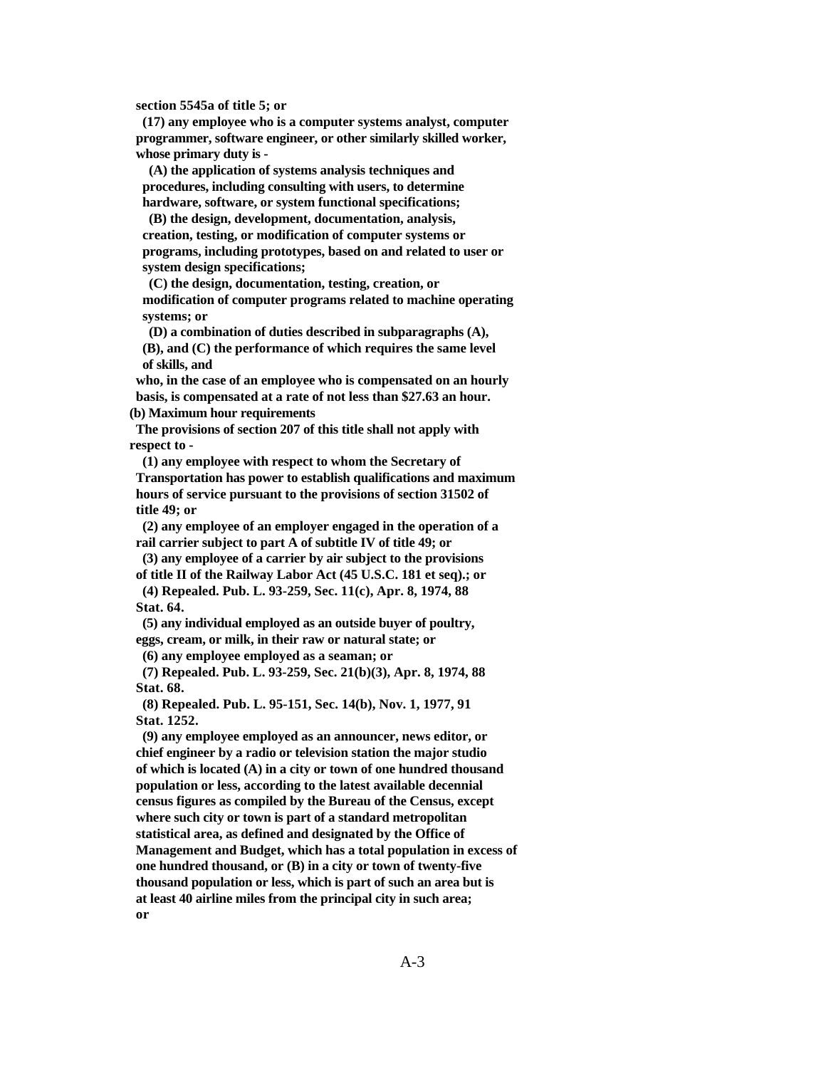**section 5545a of title 5; or**

**(17) any employee who is a computer systems analyst, computer programmer, software engineer, or other similarly skilled worker, whose primary duty is -**

**(A) the application of systems analysis techniques and procedures, including consulting with users, to determine hardware, software, or system functional specifications;**

**(B) the design, development, documentation, analysis, creation, testing, or modification of computer systems or programs, including prototypes, based on and related to user or system design specifications;**

**(C) the design, documentation, testing, creation, or modification of computer programs related to machine operating systems; or**

**(D) a combination of duties described in subparagraphs (A), (B), and (C) the performance of which requires the same level of skills, and**

**who, in the case of an employee who is compensated on an hourly basis, is compensated at a rate of not less than $27.63 an hour.**

**(b) Maximum hour requirements**

**The provisions of section 207 of this title shall not apply with respect to -**

**(1) any employee with respect to whom the Secretary of Transportation has power to establish qualifications and maximum hours of service pursuant to the provisions of section 31502 of title 49; or**

**(2) any employee of an employer engaged in the operation of a rail carrier subject to part A of subtitle IV of title 49; or**

**(3) any employee of a carrier by air subject to the provisions of title II of the Railway Labor Act (45 U.S.C. 181 et seq).; or**

**(4) Repealed. Pub. L. 93-259, Sec. 11(c), Apr. 8, 1974, 88 Stat. 64.**

**(5) any individual employed as an outside buyer of poultry, eggs, cream, or milk, in their raw or natural state; or**

**(6) any employee employed as a seaman; or**

**(7) Repealed. Pub. L. 93-259, Sec. 21(b)(3), Apr. 8, 1974, 88 Stat. 68.**

**(8) Repealed. Pub. L. 95-151, Sec. 14(b), Nov. 1, 1977, 91 Stat. 1252.**

**(9) any employee employed as an announcer, news editor, or chief engineer by a radio or television station the major studio of which is located (A) in a city or town of one hundred thousand population or less, according to the latest available decennial census figures as compiled by the Bureau of the Census, except where such city or town is part of a standard metropolitan statistical area, as defined and designated by the Office of Management and Budget, which has a total population in excess of one hundred thousand, or (B) in a city or town of twenty-five thousand population or less, which is part of such an area but is at least 40 airline miles from the principal city in such area; or**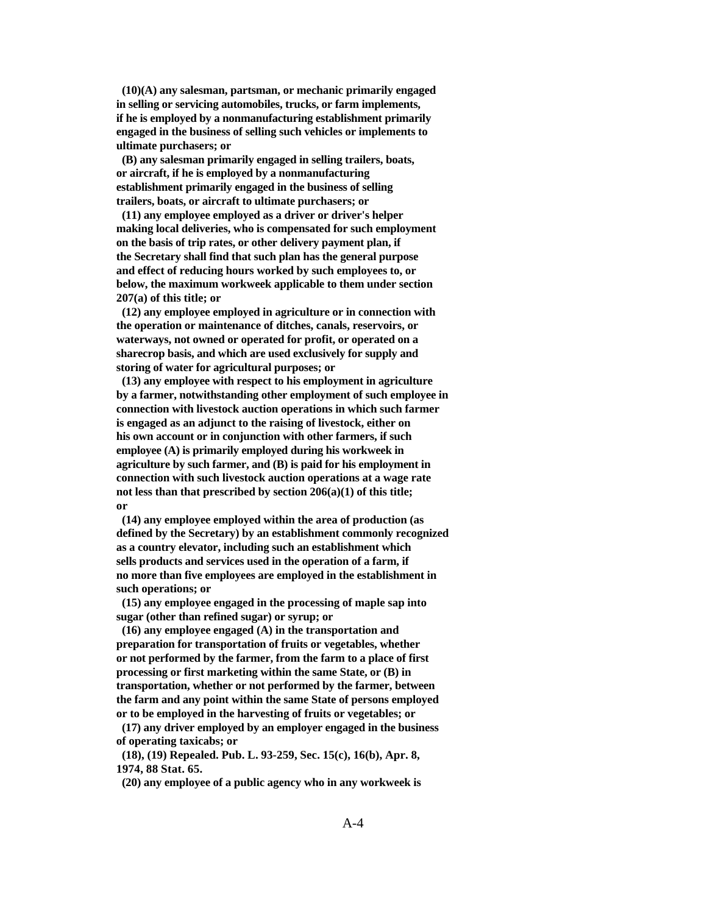**(10)(A) any salesman, partsman, or mechanic primarily engaged in selling or servicing automobiles, trucks, or farm implements, if he is employed by a nonmanufacturing establishment primarily engaged in the business of selling such vehicles or implements to ultimate purchasers; or**

**(B) any salesman primarily engaged in selling trailers, boats, or aircraft, if he is employed by a nonmanufacturing establishment primarily engaged in the business of selling trailers, boats, or aircraft to ultimate purchasers; or**

**(11) any employee employed as a driver or driver's helper making local deliveries, who is compensated for such employment on the basis of trip rates, or other delivery payment plan, if the Secretary shall find that such plan has the general purpose and effect of reducing hours worked by such employees to, or below, the maximum workweek applicable to them under section 207(a) of this title; or**

**(12) any employee employed in agriculture or in connection with the operation or maintenance of ditches, canals, reservoirs, or waterways, not owned or operated for profit, or operated on a sharecrop basis, and which are used exclusively for supply and storing of water for agricultural purposes; or**

**(13) any employee with respect to his employment in agriculture by a farmer, notwithstanding other employment of such employee in connection with livestock auction operations in which such farmer is engaged as an adjunct to the raising of livestock, either on his own account or in conjunction with other farmers, if such employee (A) is primarily employed during his workweek in agriculture by such farmer, and (B) is paid for his employment in connection with such livestock auction operations at a wage rate not less than that prescribed by section 206(a)(1) of this title; or**

**(14) any employee employed within the area of production (as defined by the Secretary) by an establishment commonly recognized as a country elevator, including such an establishment which sells products and services used in the operation of a farm, if no more than five employees are employed in the establishment in such operations; or**

**(15) any employee engaged in the processing of maple sap into sugar (other than refined sugar) or syrup; or**

**(16) any employee engaged (A) in the transportation and preparation for transportation of fruits or vegetables, whether or not performed by the farmer, from the farm to a place of first processing or first marketing within the same State, or (B) in transportation, whether or not performed by the farmer, between the farm and any point within the same State of persons employed or to be employed in the harvesting of fruits or vegetables; or**

**(17) any driver employed by an employer engaged in the business of operating taxicabs; or**

**(18), (19) Repealed. Pub. L. 93-259, Sec. 15(c), 16(b), Apr. 8, 1974, 88 Stat. 65.**

**(20) any employee of a public agency who in any workweek is**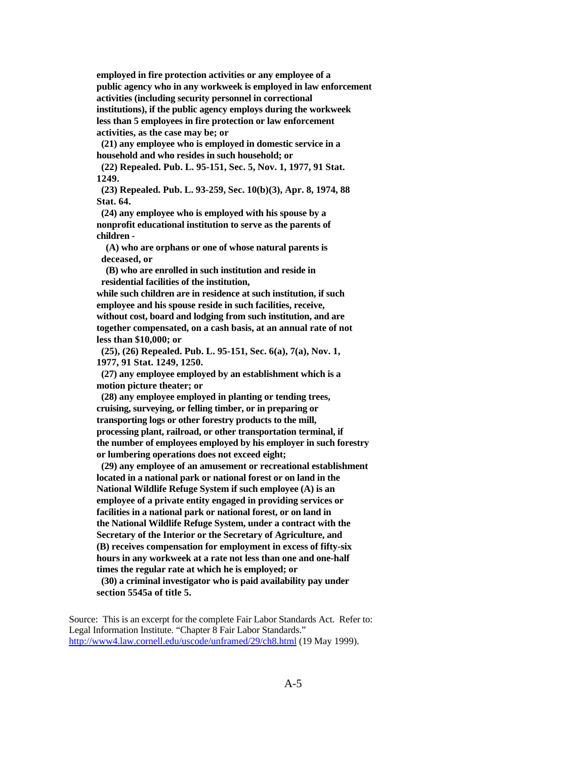**employed in fire protection activities or any employee of a public agency who in any workweek is employed in law enforcement activities (including security personnel in correctional institutions), if the public agency employs during the workweek less than 5 employees in fire protection or law enforcement activities, as the case may be; or**

**(21) any employee who is employed in domestic service in a household and who resides in such household; or**

**(22) Repealed. Pub. L. 95-151, Sec. 5, Nov. 1, 1977, 91 Stat. 1249.**

**(23) Repealed. Pub. L. 93-259, Sec. 10(b)(3), Apr. 8, 1974, 88 Stat. 64.**

**(24) any employee who is employed with his spouse by a nonprofit educational institution to serve as the parents of children -**

**(A) who are orphans or one of whose natural parents is deceased, or**

**(B) who are enrolled in such institution and reside in residential facilities of the institution,**

**while such children are in residence at such institution, if such employee and his spouse reside in such facilities, receive, without cost, board and lodging from such institution, and are together compensated, on a cash basis, at an annual rate of not less than $10,000; or**

**(25), (26) Repealed. Pub. L. 95-151, Sec. 6(a), 7(a), Nov. 1, 1977, 91 Stat. 1249, 1250.**

**(27) any employee employed by an establishment which is a motion picture theater; or**

**(28) any employee employed in planting or tending trees, cruising, surveying, or felling timber, or in preparing or transporting logs or other forestry products to the mill, processing plant, railroad, or other transportation terminal, if the number of employees employed by his employer in such forestry or lumbering operations does not exceed eight;**

**(29) any employee of an amusement or recreational establishment located in a national park or national forest or on land in the National Wildlife Refuge System if such employee (A) is an employee of a private entity engaged in providing services or facilities in a national park or national forest, or on land in the National Wildlife Refuge System, under a contract with the Secretary of the Interior or the Secretary of Agriculture, and (B) receives compensation for employment in excess of fifty-six hours in any workweek at a rate not less than one and one-half times the regular rate at which he is employed; or**

**(30) a criminal investigator who is paid availability pay under section 5545a of title 5.**

Source: This is an excerpt for the complete Fair Labor Standards Act. Refer to: Legal Information Institute. "Chapter 8 Fair Labor Standards." http://www4.law.cornell.edu/uscode/unframed/29/ch8.html (19 May 1999).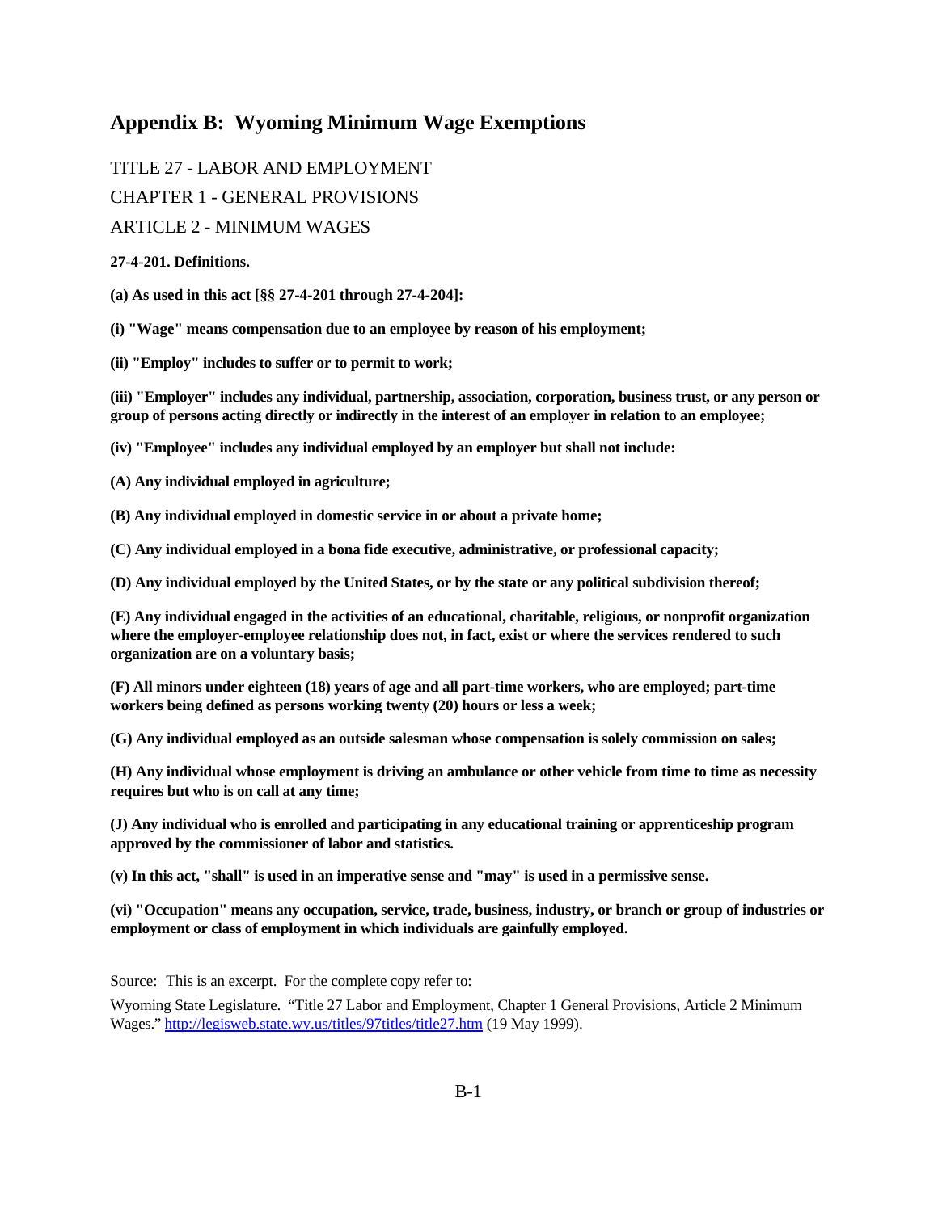# Appendix B: Wyoming Minimum Wage Exemptions

TITLE 27 - LABOR AND EMPLOYMENT

CHAPTER 1 - GENERAL PROVISIONS

ARTICLE 2 - MINIMUM WAGES

**27-4-201. Definitions.**

**(a) As used in this act [§§ 27-4-201 through 27-4-204]:**

**(i) "Wage" means compensation due to an employee by reason of his employment;**

**(ii) "Employ" includes to suffer or to permit to work;**

**(iii) "Employer" includes any individual, partnership, association, corporation, business trust, or any person or group of persons acting directly or indirectly in the interest of an employer in relation to an employee;**

**(iv) "Employee" includes any individual employed by an employer but shall not include:**

**(A) Any individual employed in agriculture;**

**(B) Any individual employed in domestic service in or about a private home;**

**(C) Any individual employed in a bona fide executive, administrative, or professional capacity;**

**(D) Any individual employed by the United States, or by the state or any political subdivision thereof;**

**(E) Any individual engaged in the activities of an educational, charitable, religious, or nonprofit organization where the employer-employee relationship does not, in fact, exist or where the services rendered to such organization are on a voluntary basis;**

**(F) All minors under eighteen (18) years of age and all part-time workers, who are employed; part-time workers being defined as persons working twenty (20) hours or less a week;**

**(G) Any individual employed as an outside salesman whose compensation is solely commission on sales;**

**(H) Any individual whose employment is driving an ambulance or other vehicle from time to time as necessity requires but who is on call at any time;**

**(J) Any individual who is enrolled and participating in any educational training or apprenticeship program approved by the commissioner of labor and statistics.**

**(v) In this act, "shall" is used in an imperative sense and "may" is used in a permissive sense.**

**(vi) "Occupation" means any occupation, service, trade, business, industry, or branch or group of industries or employment or class of employment in which individuals are gainfully employed.**

Source: This is an excerpt. For the complete copy refer to:

Wyoming State Legislature. "Title 27 Labor and Employment, Chapter 1 General Provisions, Article 2 Minimum Wages." [http://legisweb.state.wy.us/titles/97titles/title27.htm](http://legisweb.state.wy.us/titles/97titles/title27.htm) (19 May 1999).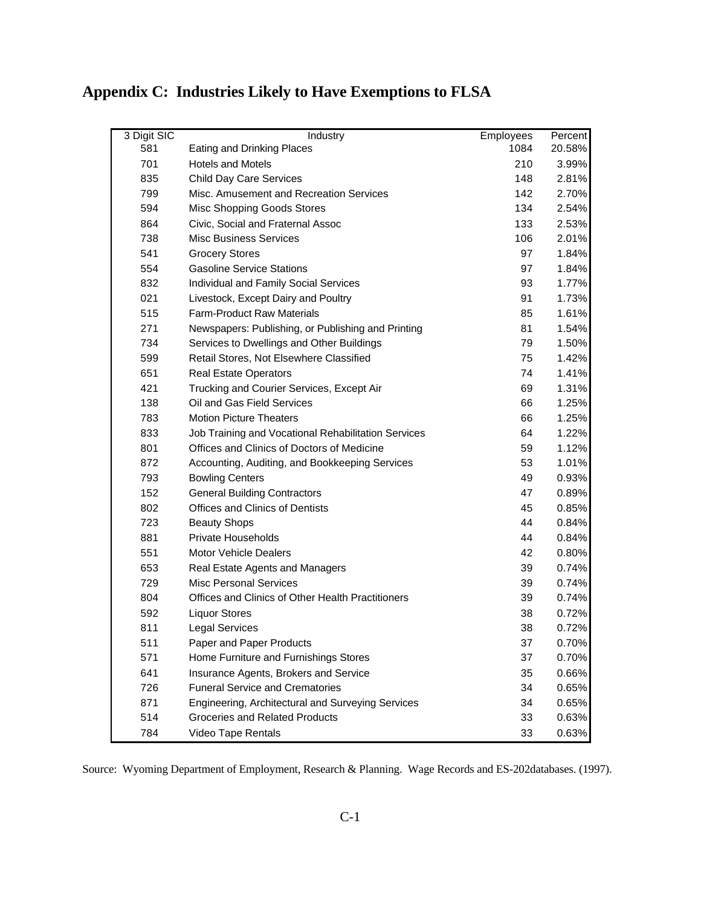# Appendix C: Industries Likely to Have Exemptions to FLSA

| 3 Digit SIC | Industry | Employees | Percent |
|---|---|---|---|
| 581 | Eating and Drinking Places | 1084 | 20.58% |
| 701 | Hotels and Motels | 210 | 3.99% |
| 835 | Child Day Care Services | 148 | 2.81% |
| 799 | Misc. Amusement and Recreation Services | 142 | 2.70% |
| 594 | Misc Shopping Goods Stores | 134 | 2.54% |
| 864 | Civic, Social and Fraternal Assoc | 133 | 2.53% |
| 738 | Misc Business Services | 106 | 2.01% |
| 541 | Grocery Stores | 97 | 1.84% |
| 554 | Gasoline Service Stations | 97 | 1.84% |
| 832 | Individual and Family Social Services | 93 | 1.77% |
| 021 | Livestock, Except Dairy and Poultry | 91 | 1.73% |
| 515 | Farm-Product Raw Materials | 85 | 1.61% |
| 271 | Newspapers: Publishing, or Publishing and Printing | 81 | 1.54% |
| 734 | Services to Dwellings and Other Buildings | 79 | 1.50% |
| 599 | Retail Stores, Not Elsewhere Classified | 75 | 1.42% |
| 651 | Real Estate Operators | 74 | 1.41% |
| 421 | Trucking and Courier Services, Except Air | 69 | 1.31% |
| 138 | Oil and Gas Field Services | 66 | 1.25% |
| 783 | Motion Picture Theaters | 66 | 1.25% |
| 833 | Job Training and Vocational Rehabilitation Services | 64 | 1.22% |
| 801 | Offices and Clinics of Doctors of Medicine | 59 | 1.12% |
| 872 | Accounting, Auditing, and Bookkeeping Services | 53 | 1.01% |
| 793 | Bowling Centers | 49 | 0.93% |
| 152 | General Building Contractors | 47 | 0.89% |
| 802 | Offices and Clinics of Dentists | 45 | 0.85% |
| 723 | Beauty Shops | 44 | 0.84% |
| 881 | Private Households | 44 | 0.84% |
| 551 | Motor Vehicle Dealers | 42 | 0.80% |
| 653 | Real Estate Agents and Managers | 39 | 0.74% |
| 729 | Misc Personal Services | 39 | 0.74% |
| 804 | Offices and Clinics of Other Health Practitioners | 39 | 0.74% |
| 592 | Liquor Stores | 38 | 0.72% |
| 811 | Legal Services | 38 | 0.72% |
| 511 | Paper and Paper Products | 37 | 0.70% |
| 571 | Home Furniture and Furnishings Stores | 37 | 0.70% |
| 641 | Insurance Agents, Brokers and Service | 35 | 0.66% |
| 726 | Funeral Service and Crematories | 34 | 0.65% |
| 871 | Engineering, Architectural and Surveying Services | 34 | 0.65% |
| 514 | Groceries and Related Products | 33 | 0.63% |
| 784 | Video Tape Rentals | 33 | 0.63% |

Source: Wyoming Department of Employment, Research & Planning. Wage Records and ES-202databases. (1997).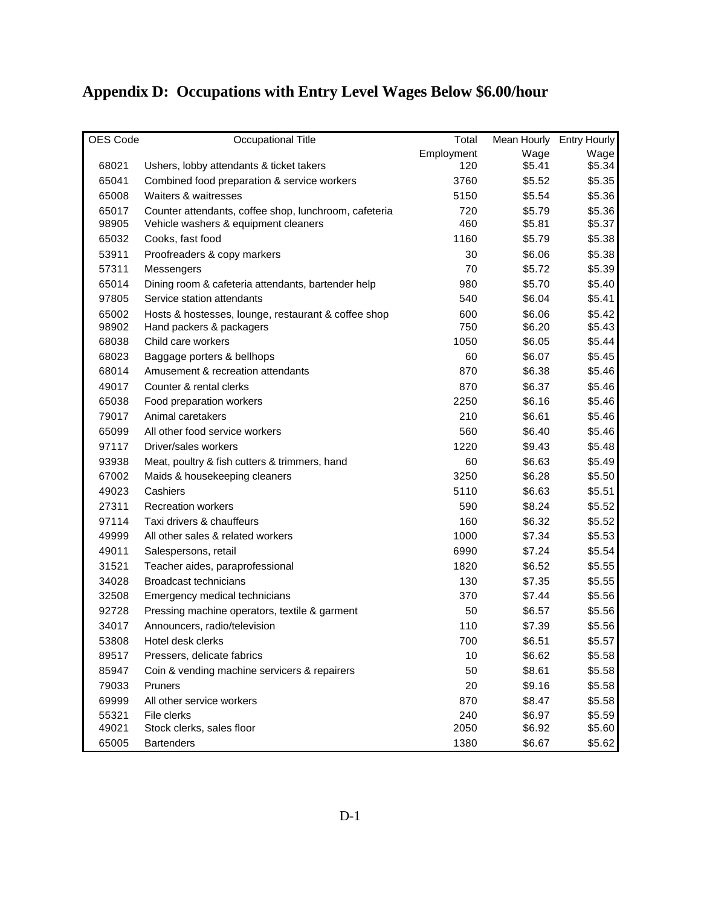# Appendix D: Occupations with Entry Level Wages Below $6.00/hour

| OES Code | Occupational Title | Total Employment | Mean Hourly Wage | Entry Hourly Wage |
|---|---|---|---|---|
| 68021 | Ushers, lobby attendants & ticket takers | 120 | $5.41 | $5.34 |
| 65041 | Combined food preparation & service workers | 3760 | $5.52 | $5.35 |
| 65008 | Waiters & waitresses | 5150 | $5.54 | $5.36 |
| 65017 | Counter attendants, coffee shop, lunchroom, cafeteria | 720 | $5.79 | $5.36 |
| 98905 | Vehicle washers & equipment cleaners | 460 | $5.81 | $5.37 |
| 65032 | Cooks, fast food | 1160 | $5.79 | $5.38 |
| 53911 | Proofreaders & copy markers | 30 | $6.06 | $5.38 |
| 57311 | Messengers | 70 | $5.72 | $5.39 |
| 65014 | Dining room & cafeteria attendants, bartender help | 980 | $5.70 | $5.40 |
| 97805 | Service station attendants | 540 | $6.04 | $5.41 |
| 65002 | Hosts & hostesses, lounge, restaurant & coffee shop | 600 | $6.06 | $5.42 |
| 98902 | Hand packers & packagers | 750 | $6.20 | $5.43 |
| 68038 | Child care workers | 1050 | $6.05 | $5.44 |
| 68023 | Baggage porters & bellhops | 60 | $6.07 | $5.45 |
| 68014 | Amusement & recreation attendants | 870 | $6.38 | $5.46 |
| 49017 | Counter & rental clerks | 870 | $6.37 | $5.46 |
| 65038 | Food preparation workers | 2250 | $6.16 | $5.46 |
| 79017 | Animal caretakers | 210 | $6.61 | $5.46 |
| 65099 | All other food service workers | 560 | $6.40 | $5.46 |
| 97117 | Driver/sales workers | 1220 | $9.43 | $5.48 |
| 93938 | Meat, poultry & fish cutters & trimmers, hand | 60 | $6.63 | $5.49 |
| 67002 | Maids & housekeeping cleaners | 3250 | $6.28 | $5.50 |
| 49023 | Cashiers | 5110 | $6.63 | $5.51 |
| 27311 | Recreation workers | 590 | $8.24 | $5.52 |
| 97114 | Taxi drivers & chauffeurs | 160 | $6.32 | $5.52 |
| 49999 | All other sales & related workers | 1000 | $7.34 | $5.53 |
| 49011 | Salespersons, retail | 6990 | $7.24 | $5.54 |
| 31521 | Teacher aides, paraprofessional | 1820 | $6.52 | $5.55 |
| 34028 | Broadcast technicians | 130 | $7.35 | $5.55 |
| 32508 | Emergency medical technicians | 370 | $7.44 | $5.56 |
| 92728 | Pressing machine operators, textile & garment | 50 | $6.57 | $5.56 |
| 34017 | Announcers, radio/television | 110 | $7.39 | $5.56 |
| 53808 | Hotel desk clerks | 700 | $6.51 | $5.57 |
| 89517 | Pressers, delicate fabrics | 10 | $6.62 | $5.58 |
| 85947 | Coin & vending machine servicers & repairers | 50 | $8.61 | $5.58 |
| 79033 | Pruners | 20 | $9.16 | $5.58 |
| 69999 | All other service workers | 870 | $8.47 | $5.58 |
| 55321 | File clerks | 240 | $6.97 | $5.59 |
| 49021 | Stock clerks, sales floor | 2050 | $6.92 | $5.60 |
| 65005 | Bartenders | 1380 | $6.67 | $5.62 |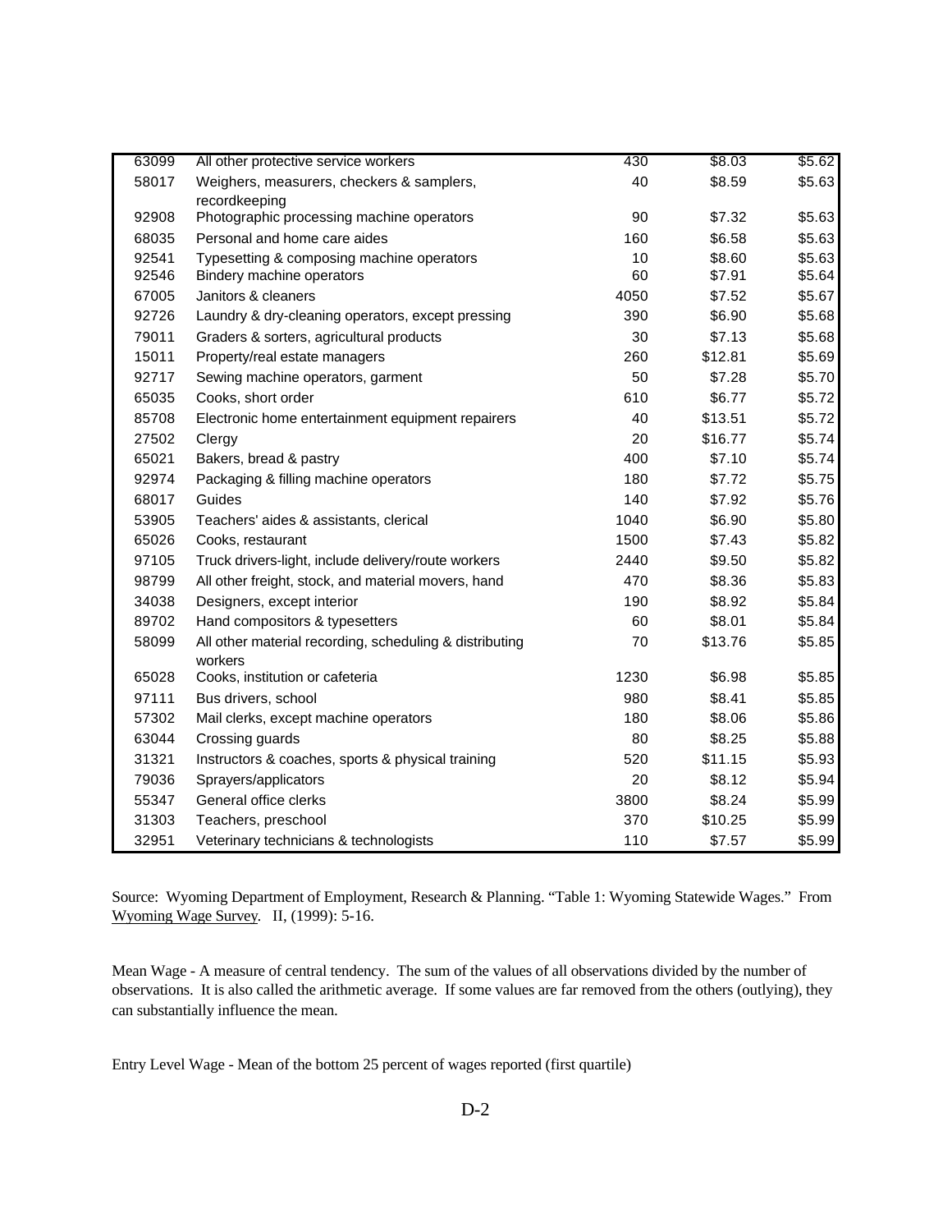| | | | | |
|---|---|---|---|---|
| 63099 | All other protective service workers | 430 | $8.03 | $5.62 |
| 58017 | Weighers, measurers, checkers & samplers, recordkeeping | 40 | $8.59 | $5.63 |
| 92908 | Photographic processing machine operators | 90 | $7.32 | $5.63 |
| 68035 | Personal and home care aides | 160 | $6.58 | $5.63 |
| 92541 | Typesetting & composing machine operators | 10 | $8.60 | $5.63 |
| 92546 | Bindery machine operators | 60 | $7.91 | $5.64 |
| 67005 | Janitors & cleaners | 4050 | $7.52 | $5.67 |
| 92726 | Laundry & dry-cleaning operators, except pressing | 390 | $6.90 | $5.68 |
| 79011 | Graders & sorters, agricultural products | 30 | $7.13 | $5.68 |
| 15011 | Property/real estate managers | 260 | $12.81 | $5.69 |
| 92717 | Sewing machine operators, garment | 50 | $7.28 | $5.70 |
| 65035 | Cooks, short order | 610 | $6.77 | $5.72 |
| 85708 | Electronic home entertainment equipment repairers | 40 | $13.51 | $5.72 |
| 27502 | Clergy | 20 | $16.77 | $5.74 |
| 65021 | Bakers, bread & pastry | 400 | $7.10 | $5.74 |
| 92974 | Packaging & filling machine operators | 180 | $7.72 | $5.75 |
| 68017 | Guides | 140 | $7.92 | $5.76 |
| 53905 | Teachers' aides & assistants, clerical | 1040 | $6.90 | $5.80 |
| 65026 | Cooks, restaurant | 1500 | $7.43 | $5.82 |
| 97105 | Truck drivers-light, include delivery/route workers | 2440 | $9.50 | $5.82 |
| 98799 | All other freight, stock, and material movers, hand | 470 | $8.36 | $5.83 |
| 34038 | Designers, except interior | 190 | $8.92 | $5.84 |
| 89702 | Hand compositors & typesetters | 60 | $8.01 | $5.84 |
| 58099 | All other material recording, scheduling & distributing workers | 70 | $13.76 | $5.85 |
| 65028 | Cooks, institution or cafeteria | 1230 | $6.98 | $5.85 |
| 97111 | Bus drivers, school | 980 | $8.41 | $5.85 |
| 57302 | Mail clerks, except machine operators | 180 | $8.06 | $5.86 |
| 63044 | Crossing guards | 80 | $8.25 | $5.88 |
| 31321 | Instructors & coaches, sports & physical training | 520 | $11.15 | $5.93 |
| 79036 | Sprayers/applicators | 20 | $8.12 | $5.94 |
| 55347 | General office clerks | 3800 | $8.24 | $5.99 |
| 31303 | Teachers, preschool | 370 | $10.25 | $5.99 |
| 32951 | Veterinary technicians & technologists | 110 | $7.57 | $5.99 |

Source: Wyoming Department of Employment, Research & Planning. "Table 1: Wyoming Statewide Wages." From Wyoming Wage Survey. II, (1999): 5-16.

Mean Wage - A measure of central tendency. The sum of the values of all observations divided by the number of observations. It is also called the arithmetic average. If some values are far removed from the others (outlying), they can substantially influence the mean.

Entry Level Wage - Mean of the bottom 25 percent of wages reported (first quartile)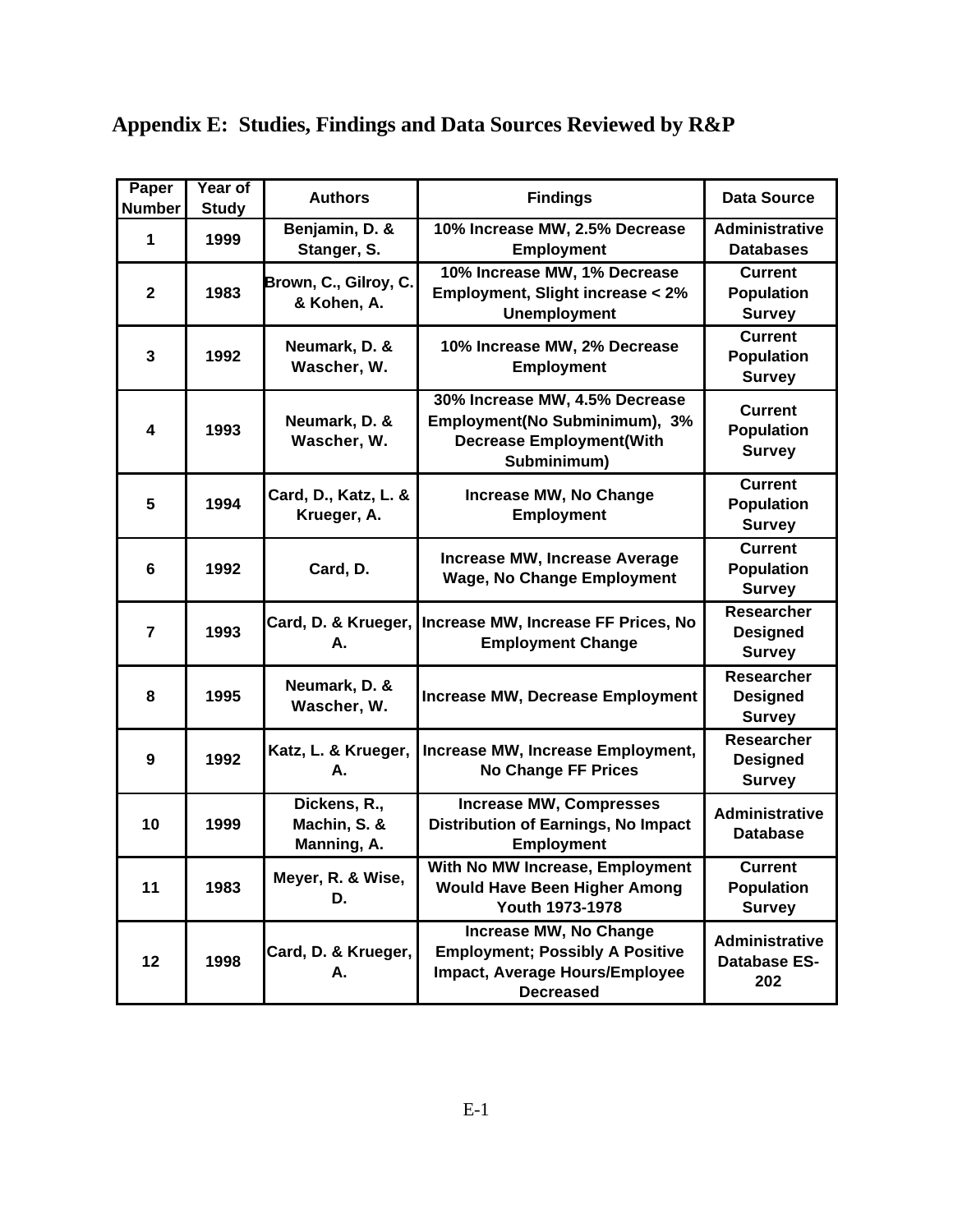# Appendix E: Studies, Findings and Data Sources Reviewed by R&P

| Paper Number | Year of Study | Authors | Findings | Data Source |
|---|---|---|---|---|
| 1 | 1999 | Benjamin, D. & Stanger, S. | 10% Increase MW, 2.5% Decrease Employment | Administrative Databases |
| 2 | 1983 | Brown, C., Gilroy, C. & Kohen, A. | 10% Increase MW, 1% Decrease Employment, Slight increase < 2% Unemployment | Current Population Survey |
| 3 | 1992 | Neumark, D. & Wascher, W. | 10% Increase MW, 2% Decrease Employment | Current Population Survey |
| 4 | 1993 | Neumark, D. & Wascher, W. | 30% Increase MW, 4.5% Decrease Employment(No Subminimum), 3% Decrease Employment(With Subminimum) | Current Population Survey |
| 5 | 1994 | Card, D., Katz, L. & Krueger, A. | Increase MW, No Change Employment | Current Population Survey |
| 6 | 1992 | Card, D. | Increase MW, Increase Average Wage, No Change Employment | Current Population Survey |
| 7 | 1993 | Card, D. & Krueger, A. | Increase MW, Increase FF Prices, No Employment Change | Researcher Designed Survey |
| 8 | 1995 | Neumark, D. & Wascher, W. | Increase MW, Decrease Employment | Researcher Designed Survey |
| 9 | 1992 | Katz, L. & Krueger, A. | Increase MW, Increase Employment, No Change FF Prices | Researcher Designed Survey |
| 10 | 1999 | Dickens, R., Machin, S. & Manning, A. | Increase MW, Compresses Distribution of Earnings, No Impact Employment | Administrative Database |
| 11 | 1983 | Meyer, R. & Wise, D. | With No MW Increase, Employment Would Have Been Higher Among Youth 1973-1978 | Current Population Survey |
| 12 | 1998 | Card, D. & Krueger, A. | Increase MW, No Change Employment; Possibly A Positive Impact, Average Hours/Employee Decreased | Administrative Database ES-202 |